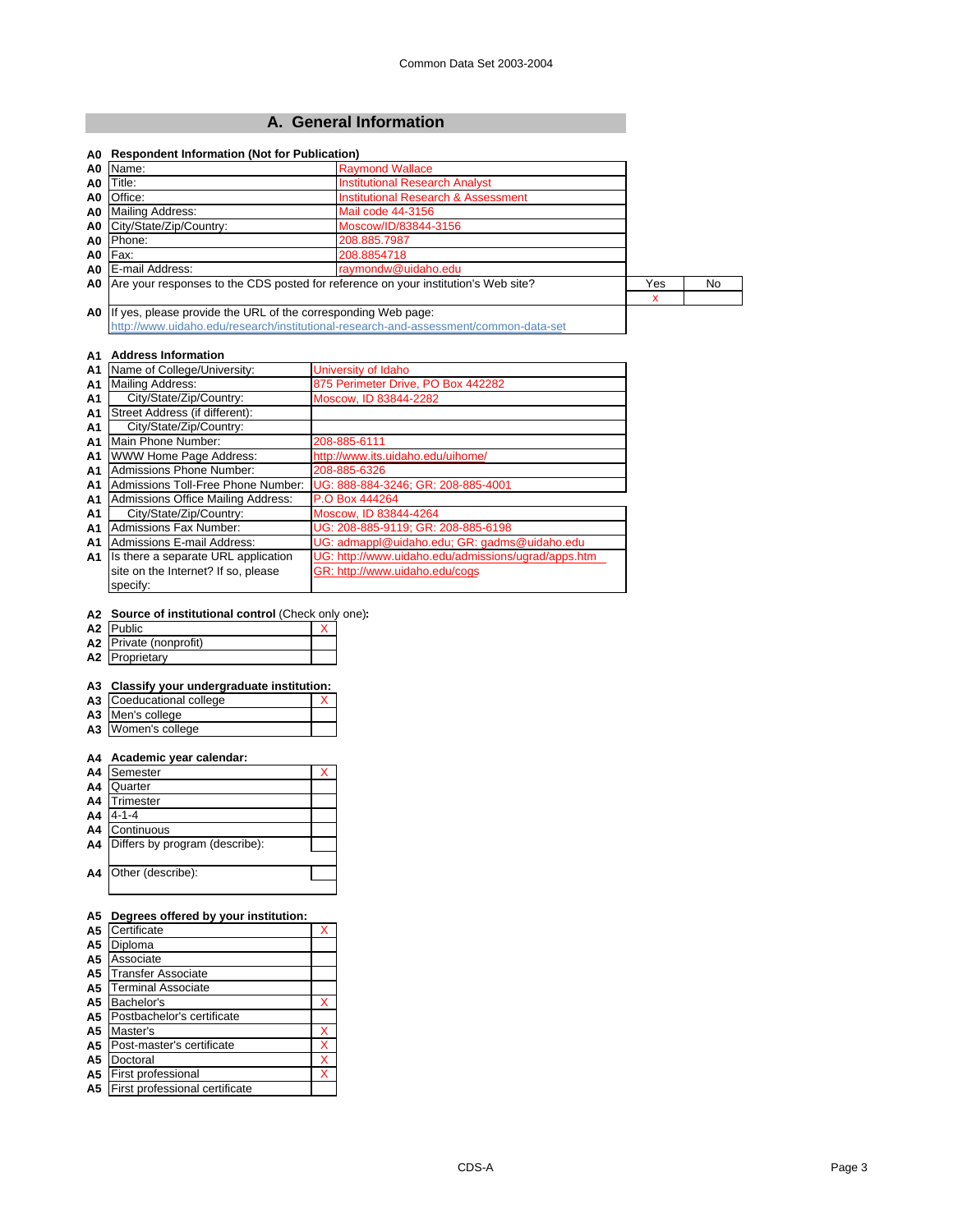Common Data Set 2003-2004

## A. General Information

**A0 Respondent Information (Not for Publication)**

| | | |
|---|---|---|
| A0 | Name: | Raymond Wallace |
| A0 | Title: | Institutional Research Analyst |
| A0 | Office: | Institutional Research & Assessment |
| A0 | Mailing Address: | Mail code 44-3156 |
| A0 | City/State/Zip/Country: | Moscow/ID/83844-3156 |
| A0 | Phone: | 208.885.7987 |
| A0 | Fax: | 208.8854718 |
| A0 | E-mail Address: | raymondw@uidaho.edu |

| | | Yes | No |
|---|---|---|---|
| A0 | Are your responses to the CDS posted for reference on your institution's Web site? | x | |

A0 If yes, please provide the URL of the corresponding Web page:
http://www.uidaho.edu/research/institutional-research-and-assessment/common-data-set

**A1 Address Information**

| | | |
|---|---|---|
| A1 | Name of College/University: | University of Idaho |
| A1 | Mailing Address: | 875 Perimeter Drive, PO Box 442282 |
| A1 | City/State/Zip/Country: | Moscow, ID 83844-2282 |
| A1 | Street Address (if different): | |
| A1 | City/State/Zip/Country: | |
| A1 | Main Phone Number: | 208-885-6111 |
| A1 | WWW Home Page Address: | http://www.its.uidaho.edu/uihome/ |
| A1 | Admissions Phone Number: | 208-885-6326 |
| A1 | Admissions Toll-Free Phone Number: | UG: 888-884-3246; GR: 208-885-4001 |
| A1 | Admissions Office Mailing Address: | P.O Box 444264 |
| A1 | City/State/Zip/Country: | Moscow, ID 83844-4264 |
| A1 | Admissions Fax Number: | UG: 208-885-9119; GR: 208-885-6198 |
| A1 | Admissions E-mail Address: | UG: admappl@uidaho.edu; GR: gadms@uidaho.edu |
| A1 | Is there a separate URL application site on the Internet? If so, please specify: | UG: http://www.uidaho.edu/admissions/ugrad/apps.htm GR: http://www.uidaho.edu/cogs |

**A2 Source of institutional control** (Check only one)**:**

| | | |
|---|---|---|
| A2 | Public | X |
| A2 | Private (nonprofit) | |
| A2 | Proprietary | |

**A3 Classify your undergraduate institution:**

| | | |
|---|---|---|
| A3 | Coeducational college | X |
| A3 | Men's college | |
| A3 | Women's college | |

**A4 Academic year calendar:**

| | | |
|---|---|---|
| A4 | Semester | X |
| A4 | Quarter | |
| A4 | Trimester | |
| A4 | 4-1-4 | |
| A4 | Continuous | |
| A4 | Differs by program (describe): | |
| A4 | Other (describe): | |

**A5 Degrees offered by your institution:**

| | | |
|---|---|---|
| A5 | Certificate | X |
| A5 | Diploma | |
| A5 | Associate | |
| A5 | Transfer Associate | |
| A5 | Terminal Associate | |
| A5 | Bachelor's | X |
| A5 | Postbachelor's certificate | |
| A5 | Master's | X |
| A5 | Post-master's certificate | X |
| A5 | Doctoral | X |
| A5 | First professional | X |
| A5 | First professional certificate | |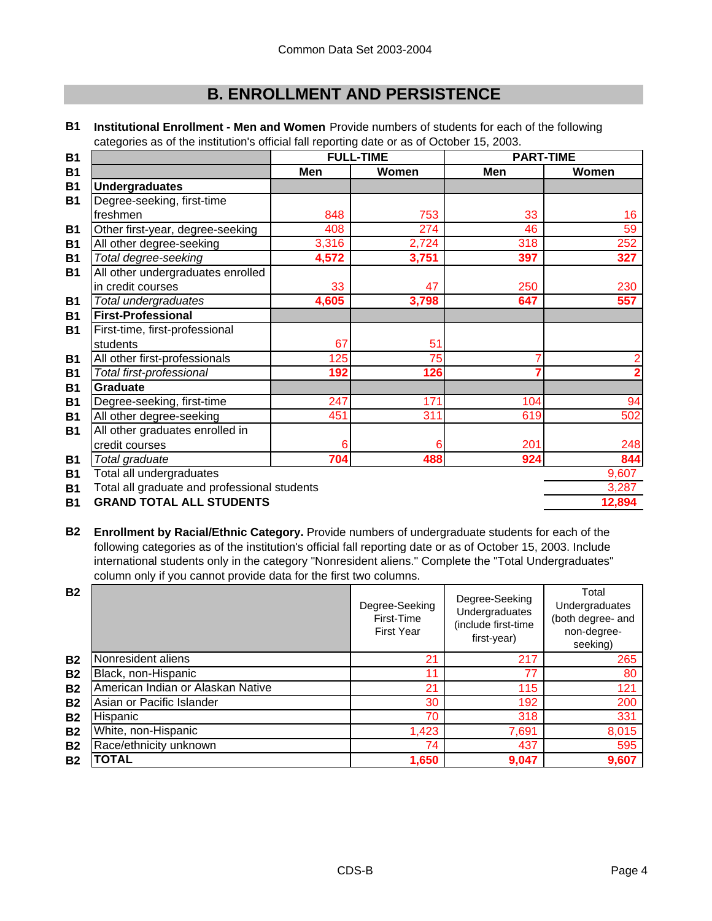## B. ENROLLMENT AND PERSISTENCE

**B1 Institutional Enrollment - Men and Women** Provide numbers of students for each of the following categories as of the institution's official fall reporting date or as of October 15, 2003.

| | FULL-TIME | | PART-TIME | |
|---|---|---|---|---|
| | **Men** | **Women** | **Men** | **Women** |
| **Undergraduates** | | | | |
| Degree-seeking, first-time freshmen | 848 | 753 | 33 | 16 |
| Other first-year, degree-seeking | 408 | 274 | 46 | 59 |
| All other degree-seeking | 3,316 | 2,724 | 318 | 252 |
| *Total degree-seeking* | **4,572** | **3,751** | **397** | **327** |
| All other undergraduates enrolled in credit courses | 33 | 47 | 250 | 230 |
| *Total undergraduates* | **4,605** | **3,798** | **647** | **557** |
| **First-Professional** | | | | |
| First-time, first-professional students | 67 | 51 | | |
| All other first-professionals | 125 | 75 | 7 | 2 |
| *Total first-professional* | **192** | **126** | **7** | **2** |
| **Graduate** | | | | |
| Degree-seeking, first-time | 247 | 171 | 104 | 94 |
| All other degree-seeking | 451 | 311 | 619 | 502 |
| All other graduates enrolled in credit courses | 6 | 6 | 201 | 248 |
| *Total graduate* | **704** | **488** | **924** | **844** |
| Total all undergraduates | | | | 9,607 |
| Total all graduate and professional students | | | | 3,287 |
| **GRAND TOTAL ALL STUDENTS** | | | | **12,894** |

**B2 Enrollment by Racial/Ethnic Category.** Provide numbers of undergraduate students for each of the following categories as of the institution's official fall reporting date or as of October 15, 2003. Include international students only in the category "Nonresident aliens." Complete the "Total Undergraduates" column only if you cannot provide data for the first two columns.

| | Degree-Seeking First-Time First Year | Degree-Seeking Undergraduates (include first-time first-year) | Total Undergraduates (both degree- and non-degree-seeking) |
|---|---|---|---|
| Nonresident aliens | 21 | 217 | 265 |
| Black, non-Hispanic | 11 | 77 | 80 |
| American Indian or Alaskan Native | 21 | 115 | 121 |
| Asian or Pacific Islander | 30 | 192 | 200 |
| Hispanic | 70 | 318 | 331 |
| White, non-Hispanic | 1,423 | 7,691 | 8,015 |
| Race/ethnicity unknown | 74 | 437 | 595 |
| **TOTAL** | **1,650** | **9,047** | **9,607** |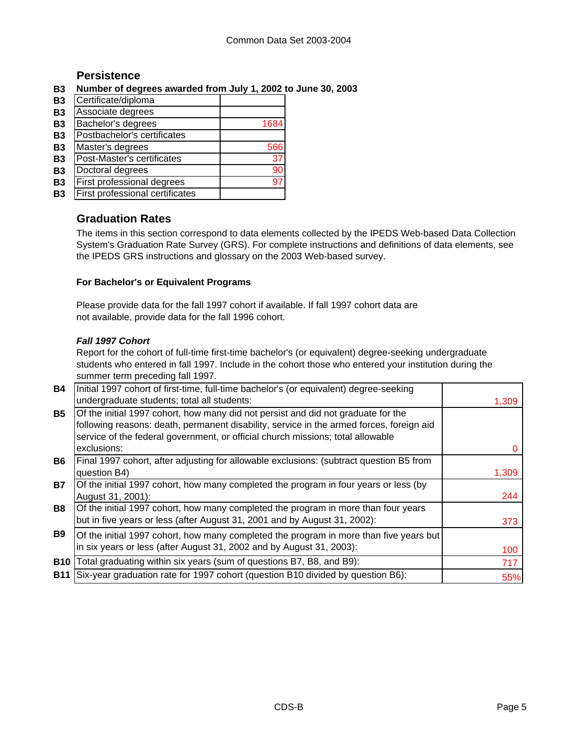## Persistence

**B3 Number of degrees awarded from July 1, 2002 to June 30, 2003**

| | | |
|---|---|---|
| B3 | Certificate/diploma | |
| B3 | Associate degrees | |
| B3 | Bachelor's degrees | 1684 |
| B3 | Postbachelor's certificates | |
| B3 | Master's degrees | 566 |
| B3 | Post-Master's certificates | 37 |
| B3 | Doctoral degrees | 90 |
| B3 | First professional degrees | 97 |
| B3 | First professional certificates | |

## Graduation Rates

The items in this section correspond to data elements collected by the IPEDS Web-based Data Collection System's Graduation Rate Survey (GRS). For complete instructions and definitions of data elements, see the IPEDS GRS instructions and glossary on the 2003 Web-based survey.

**For Bachelor's or Equivalent Programs**

Please provide data for the fall 1997 cohort if available. If fall 1997 cohort data are not available, provide data for the fall 1996 cohort.

***Fall 1997 Cohort***

Report for the cohort of full-time first-time bachelor's (or equivalent) degree-seeking undergraduate students who entered in fall 1997. Include in the cohort those who entered your institution during the summer term preceding fall 1997.

| | | |
|---|---|---|
| B4 | Initial 1997 cohort of first-time, full-time bachelor's (or equivalent) degree-seeking undergraduate students; total all students: | 1,309 |
| B5 | Of the initial 1997 cohort, how many did not persist and did not graduate for the following reasons: death, permanent disability, service in the armed forces, foreign aid service of the federal government, or official church missions; total allowable exclusions: | 0 |
| B6 | Final 1997 cohort, after adjusting for allowable exclusions: (subtract question B5 from question B4) | 1,309 |
| B7 | Of the initial 1997 cohort, how many completed the program in four years or less (by August 31, 2001): | 244 |
| B8 | Of the initial 1997 cohort, how many completed the program in more than four years but in five years or less (after August 31, 2001 and by August 31, 2002): | 373 |
| B9 | Of the initial 1997 cohort, how many completed the program in more than five years but in six years or less (after August 31, 2002 and by August 31, 2003): | 100 |
| B10 | Total graduating within six years (sum of questions B7, B8, and B9): | 717 |
| B11 | Six-year graduation rate for 1997 cohort (question B10 divided by question B6): | 55% |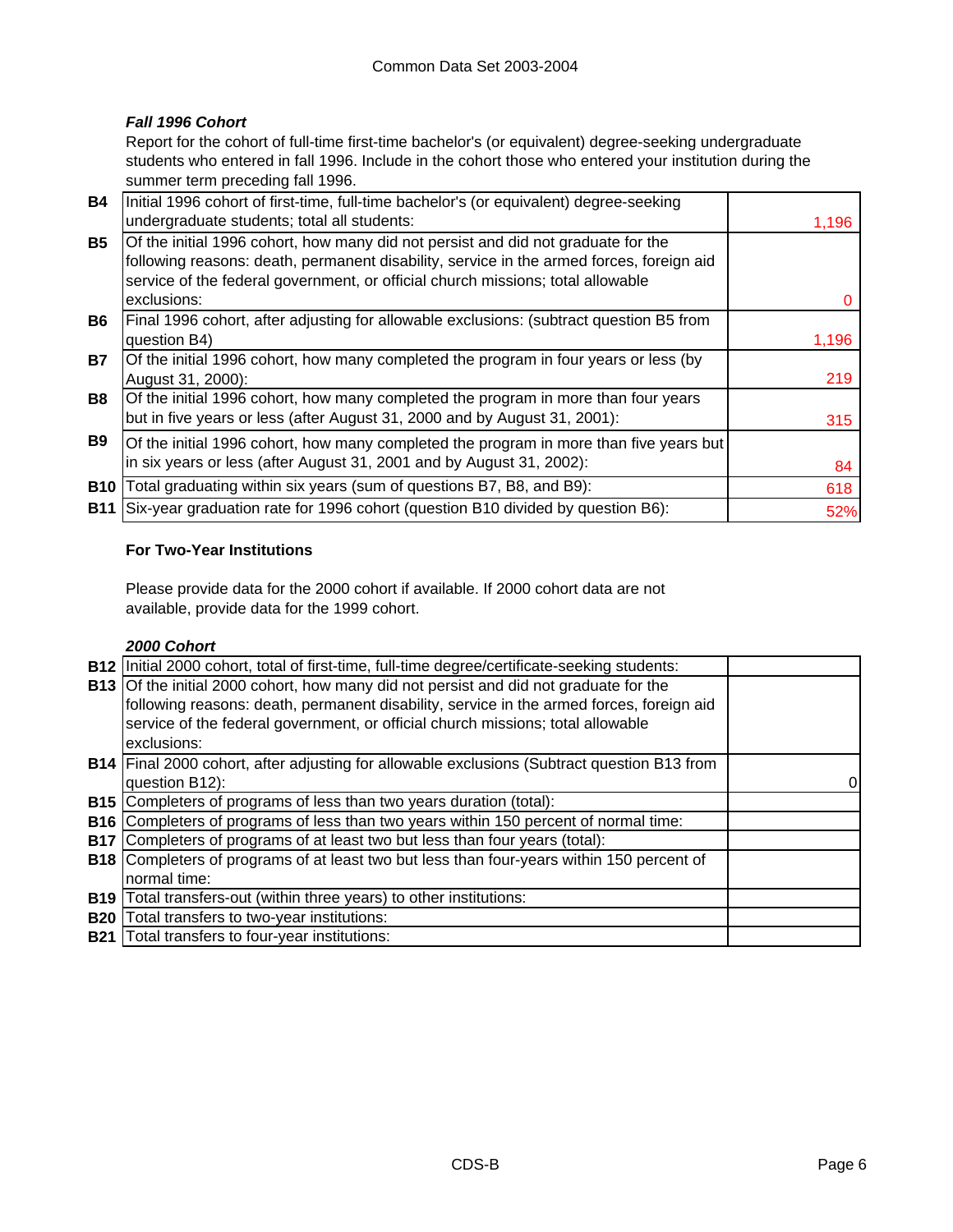### *Fall 1996 Cohort*

Report for the cohort of full-time first-time bachelor's (or equivalent) degree-seeking undergraduate students who entered in fall 1996. Include in the cohort those who entered your institution during the summer term preceding fall 1996.

| | | |
|---|---|---|
| **B4** | Initial 1996 cohort of first-time, full-time bachelor's (or equivalent) degree-seeking undergraduate students; total all students: | 1,196 |
| **B5** | Of the initial 1996 cohort, how many did not persist and did not graduate for the following reasons: death, permanent disability, service in the armed forces, foreign aid service of the federal government, or official church missions; total allowable exclusions: | 0 |
| **B6** | Final 1996 cohort, after adjusting for allowable exclusions: (subtract question B5 from question B4) | 1,196 |
| **B7** | Of the initial 1996 cohort, how many completed the program in four years or less (by August 31, 2000): | 219 |
| **B8** | Of the initial 1996 cohort, how many completed the program in more than four years but in five years or less (after August 31, 2000 and by August 31, 2001): | 315 |
| **B9** | Of the initial 1996 cohort, how many completed the program in more than five years but in six years or less (after August 31, 2001 and by August 31, 2002): | 84 |
| **B10** | Total graduating within six years (sum of questions B7, B8, and B9): | 618 |
| **B11** | Six-year graduation rate for 1996 cohort (question B10 divided by question B6): | 52% |

**For Two-Year Institutions**

Please provide data for the 2000 cohort if available. If 2000 cohort data are not available, provide data for the 1999 cohort.

### *2000 Cohort*

| | | |
|---|---|---|
| **B12** | Initial 2000 cohort, total of first-time, full-time degree/certificate-seeking students: | |
| **B13** | Of the initial 2000 cohort, how many did not persist and did not graduate for the following reasons: death, permanent disability, service in the armed forces, foreign aid service of the federal government, or official church missions; total allowable exclusions: | |
| **B14** | Final 2000 cohort, after adjusting for allowable exclusions (Subtract question B13 from question B12): | 0 |
| **B15** | Completers of programs of less than two years duration (total): | |
| **B16** | Completers of programs of less than two years within 150 percent of normal time: | |
| **B17** | Completers of programs of at least two but less than four years (total): | |
| **B18** | Completers of programs of at least two but less than four-years within 150 percent of normal time: | |
| **B19** | Total transfers-out (within three years) to other institutions: | |
| **B20** | Total transfers to two-year institutions: | |
| **B21** | Total transfers to four-year institutions: | |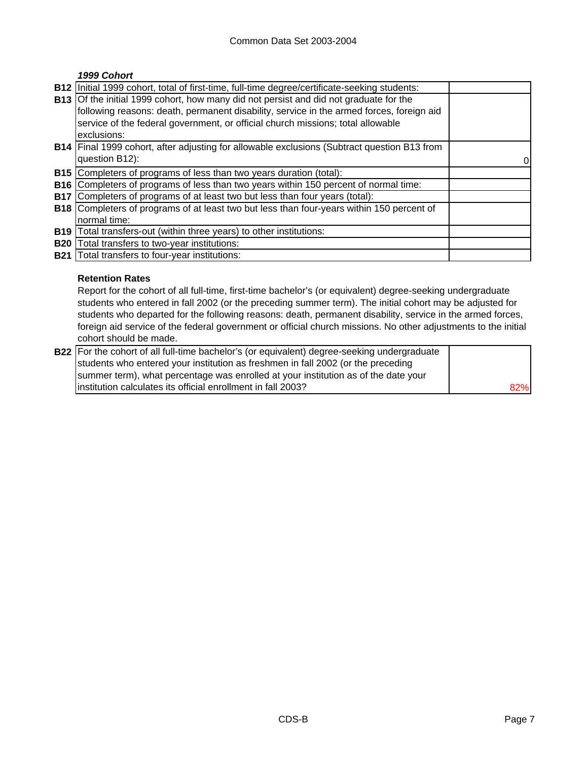***1999 Cohort***

| | | |
|---|---|---|
| **B12** | Initial 1999 cohort, total of first-time, full-time degree/certificate-seeking students: | |
| **B13** | Of the initial 1999 cohort, how many did not persist and did not graduate for the following reasons: death, permanent disability, service in the armed forces, foreign aid service of the federal government, or official church missions; total allowable exclusions: | |
| **B14** | Final 1999 cohort, after adjusting for allowable exclusions (Subtract question B13 from question B12): | 0 |
| **B15** | Completers of programs of less than two years duration (total): | |
| **B16** | Completers of programs of less than two years within 150 percent of normal time: | |
| **B17** | Completers of programs of at least two but less than four years (total): | |
| **B18** | Completers of programs of at least two but less than four-years within 150 percent of normal time: | |
| **B19** | Total transfers-out (within three years) to other institutions: | |
| **B20** | Total transfers to two-year institutions: | |
| **B21** | Total transfers to four-year institutions: | |

**Retention Rates**

Report for the cohort of all full-time, first-time bachelor's (or equivalent) degree-seeking undergraduate students who entered in fall 2002 (or the preceding summer term). The initial cohort may be adjusted for students who departed for the following reasons: death, permanent disability, service in the armed forces, foreign aid service of the federal government or official church missions. No other adjustments to the initial cohort should be made.

| | | |
|---|---|---|
| **B22** | For the cohort of all full-time bachelor's (or equivalent) degree-seeking undergraduate students who entered your institution as freshmen in fall 2002 (or the preceding summer term), what percentage was enrolled at your institution as of the date your institution calculates its official enrollment in fall 2003? | 82% |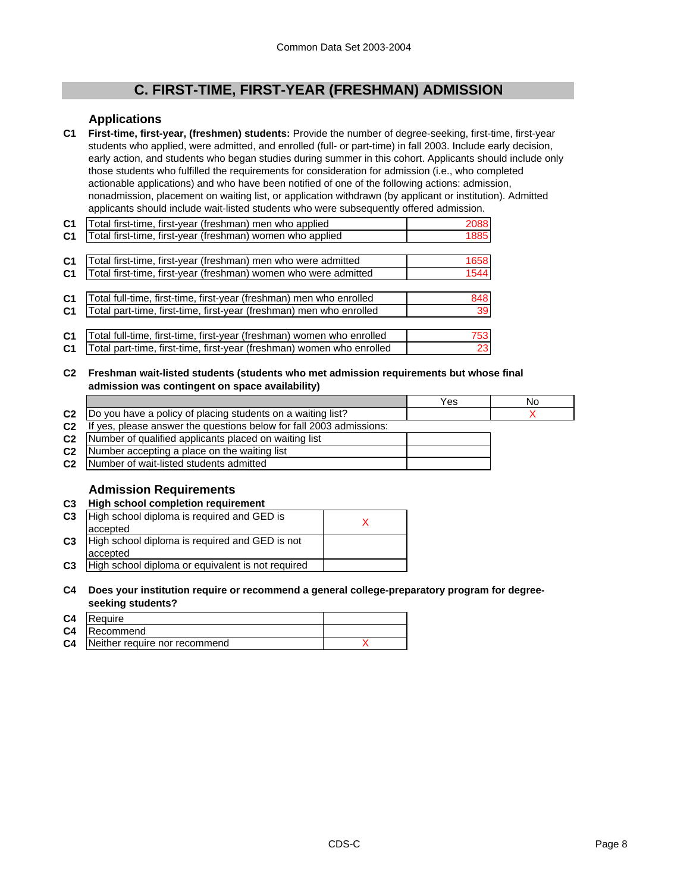## C. FIRST-TIME, FIRST-YEAR (FRESHMAN) ADMISSION

### Applications

**C1** **First-time, first-year, (freshmen) students:** Provide the number of degree-seeking, first-time, first-year students who applied, were admitted, and enrolled (full- or part-time) in fall 2003. Include early decision, early action, and students who began studies during summer in this cohort. Applicants should include only those students who fulfilled the requirements for consideration for admission (i.e., who completed actionable applications) and who have been notified of one of the following actions: admission, nonadmission, placement on waiting list, or application withdrawn (by applicant or institution). Admitted applicants should include wait-listed students who were subsequently offered admission.

| | | |
|---|---|---|
| C1 | Total first-time, first-year (freshman) men who applied | 2088 |
| C1 | Total first-time, first-year (freshman) women who applied | 1885 |
| C1 | Total first-time, first-year (freshman) men who were admitted | 1658 |
| C1 | Total first-time, first-year (freshman) women who were admitted | 1544 |
| C1 | Total full-time, first-time, first-year (freshman) men who enrolled | 848 |
| C1 | Total part-time, first-time, first-year (freshman) men who enrolled | 39 |
| C1 | Total full-time, first-time, first-year (freshman) women who enrolled | 753 |
| C1 | Total part-time, first-time, first-year (freshman) women who enrolled | 23 |

**C2** **Freshman wait-listed students (students who met admission requirements but whose final admission was contingent on space availability)**

| | | Yes | No |
|---|---|---|---|
| C2 | Do you have a policy of placing students on a waiting list? | | X |
| C2 | If yes, please answer the questions below for fall 2003 admissions: | | |
| C2 | Number of qualified applicants placed on waiting list | | |
| C2 | Number accepting a place on the waiting list | | |
| C2 | Number of wait-listed students admitted | | |

### Admission Requirements

**C3** **High school completion requirement**

| | | |
|---|---|---|
| C3 | High school diploma is required and GED is accepted | X |
| C3 | High school diploma is required and GED is not accepted | |
| C3 | High school diploma or equivalent is not required | |

**C4** **Does your institution require or recommend a general college-preparatory program for degree-seeking students?**

| | | |
|---|---|---|
| C4 | Require | |
| C4 | Recommend | |
| C4 | Neither require nor recommend | X |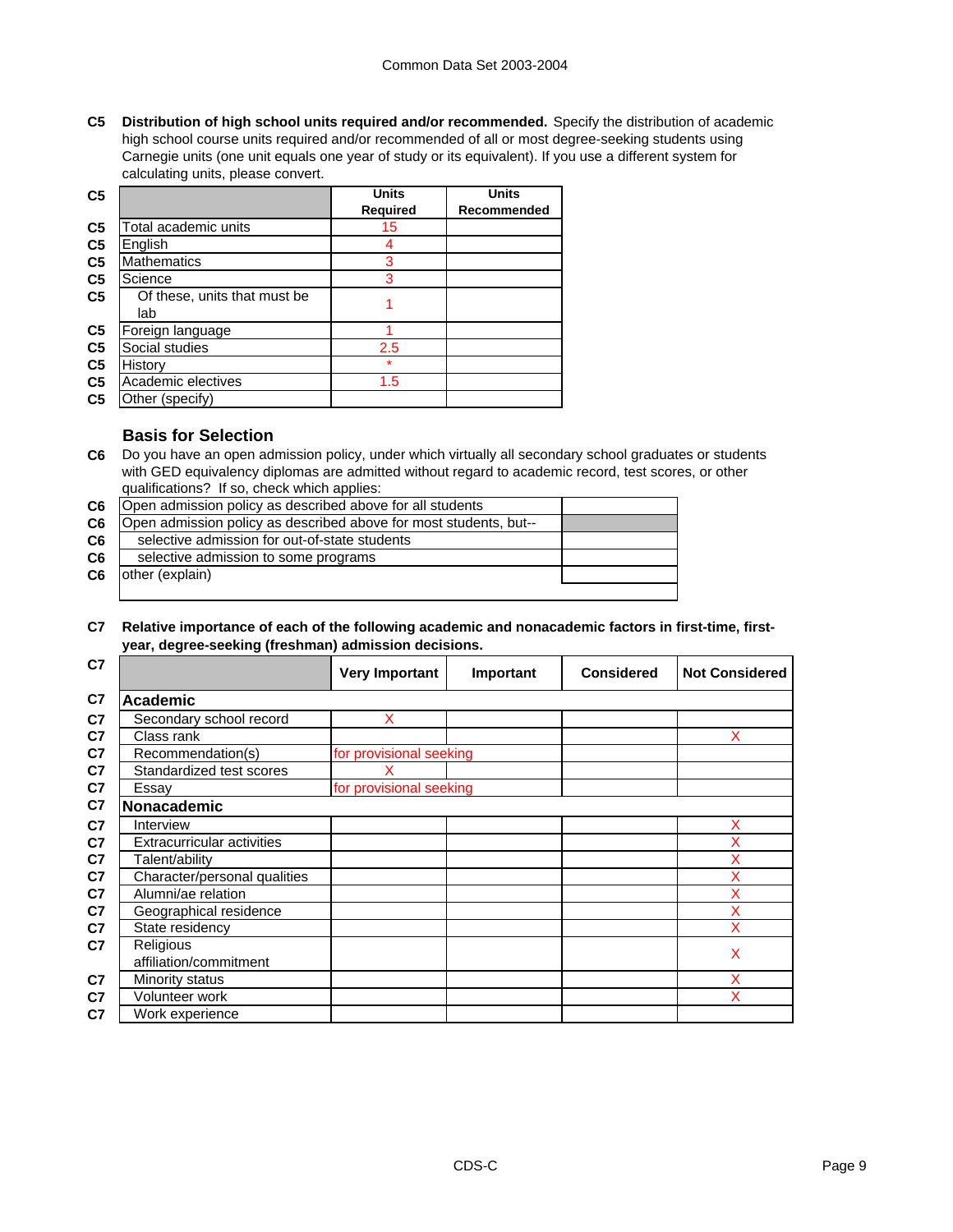**C5 Distribution of high school units required and/or recommended.** Specify the distribution of academic high school course units required and/or recommended of all or most degree-seeking students using Carnegie units (one unit equals one year of study or its equivalent). If you use a different system for calculating units, please convert.

| | Units Required | Units Recommended |
|---|---|---|
| Total academic units | 15 | |
| English | 4 | |
| Mathematics | 3 | |
| Science | 3 | |
| Of these, units that must be lab | 1 | |
| Foreign language | 1 | |
| Social studies | 2.5 | |
| History | * | |
| Academic electives | 1.5 | |
| Other (specify) | | |

## Basis for Selection

**C6** Do you have an open admission policy, under which virtually all secondary school graduates or students with GED equivalency diplomas are admitted without regard to academic record, test scores, or other qualifications? If so, check which applies:

| | |
|---|---|
| Open admission policy as described above for all students | |
| Open admission policy as described above for most students, but-- | |
| selective admission for out-of-state students | |
| selective admission to some programs | |
| other (explain) | |

**C7 Relative importance of each of the following academic and nonacademic factors in first-time, first-year, degree-seeking (freshman) admission decisions.**

| | Very Important | Important | Considered | Not Considered |
|---|---|---|---|---|
| **Academic** | | | | |
| Secondary school record | X | | | |
| Class rank | | | | X |
| Recommendation(s) | for provisional seeking | | | |
| Standardized test scores | X | | | |
| Essay | for provisional seeking | | | |
| **Nonacademic** | | | | |
| Interview | | | | X |
| Extracurricular activities | | | | X |
| Talent/ability | | | | X |
| Character/personal qualities | | | | X |
| Alumni/ae relation | | | | X |
| Geographical residence | | | | X |
| State residency | | | | X |
| Religious affiliation/commitment | | | | X |
| Minority status | | | | X |
| Volunteer work | | | | X |
| Work experience | | | | |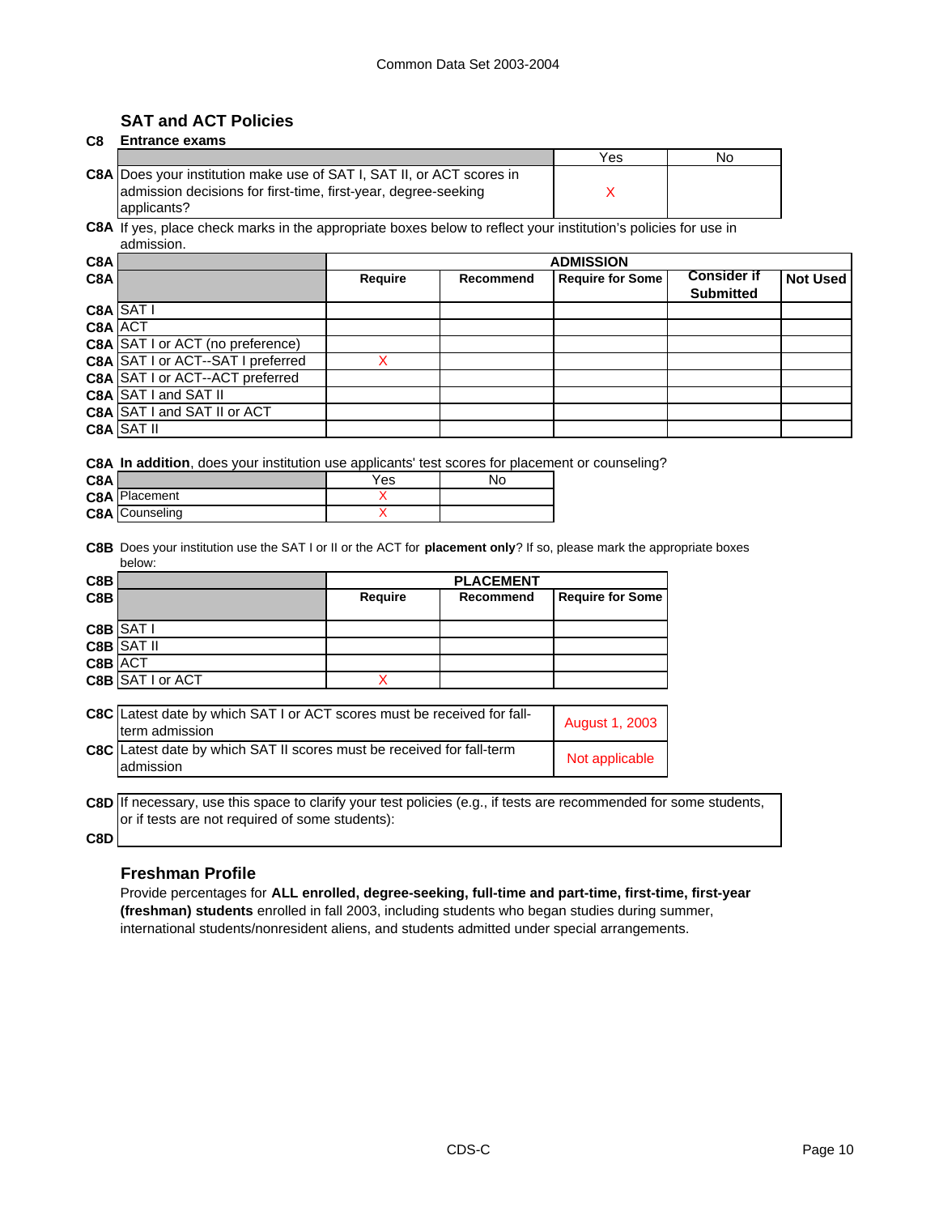Common Data Set 2003-2004

## SAT and ACT Policies

**C8 Entrance exams**

| | | Yes | No |
|---|---|---|---|
| C8A | Does your institution make use of SAT I, SAT II, or ACT scores in admission decisions for first-time, first-year, degree-seeking applicants? | X | |

**C8A** If yes, place check marks in the appropriate boxes below to reflect your institution's policies for use in admission.

| | | ADMISSION | | | | |
|---|---|---|---|---|---|---|
| | | **Require** | **Recommend** | **Require for Some** | **Consider if Submitted** | **Not Used** |
| C8A | SAT I | | | | | |
| C8A | ACT | | | | | |
| C8A | SAT I or ACT (no preference) | | | | | |
| C8A | SAT I or ACT--SAT I preferred | X | | | | |
| C8A | SAT I or ACT--ACT preferred | | | | | |
| C8A | SAT I and SAT II | | | | | |
| C8A | SAT I and SAT II or ACT | | | | | |
| C8A | SAT II | | | | | |

**C8A** **In addition**, does your institution use applicants' test scores for placement or counseling?

| | | Yes | No |
|---|---|---|---|
| C8A | Placement | X | |
| C8A | Counseling | X | |

**C8B** Does your institution use the SAT I or II or the ACT for **placement only**? If so, please mark the appropriate boxes below:

| | | PLACEMENT | | |
|---|---|---|---|---|
| | | **Require** | **Recommend** | **Require for Some** |
| C8B | SAT I | | | |
| C8B | SAT II | | | |
| C8B | ACT | | | |
| C8B | SAT I or ACT | X | | |

| | | |
|---|---|---|
| C8C | Latest date by which SAT I or ACT scores must be received for fall-term admission | August 1, 2003 |
| C8C | Latest date by which SAT II scores must be received for fall-term admission | Not applicable |

**C8D** If necessary, use this space to clarify your test policies (e.g., if tests are recommended for some students, or if tests are not required of some students):

**C8D**

## Freshman Profile

Provide percentages for **ALL enrolled, degree-seeking, full-time and part-time, first-time, first-year (freshman) students** enrolled in fall 2003, including students who began studies during summer, international students/nonresident aliens, and students admitted under special arrangements.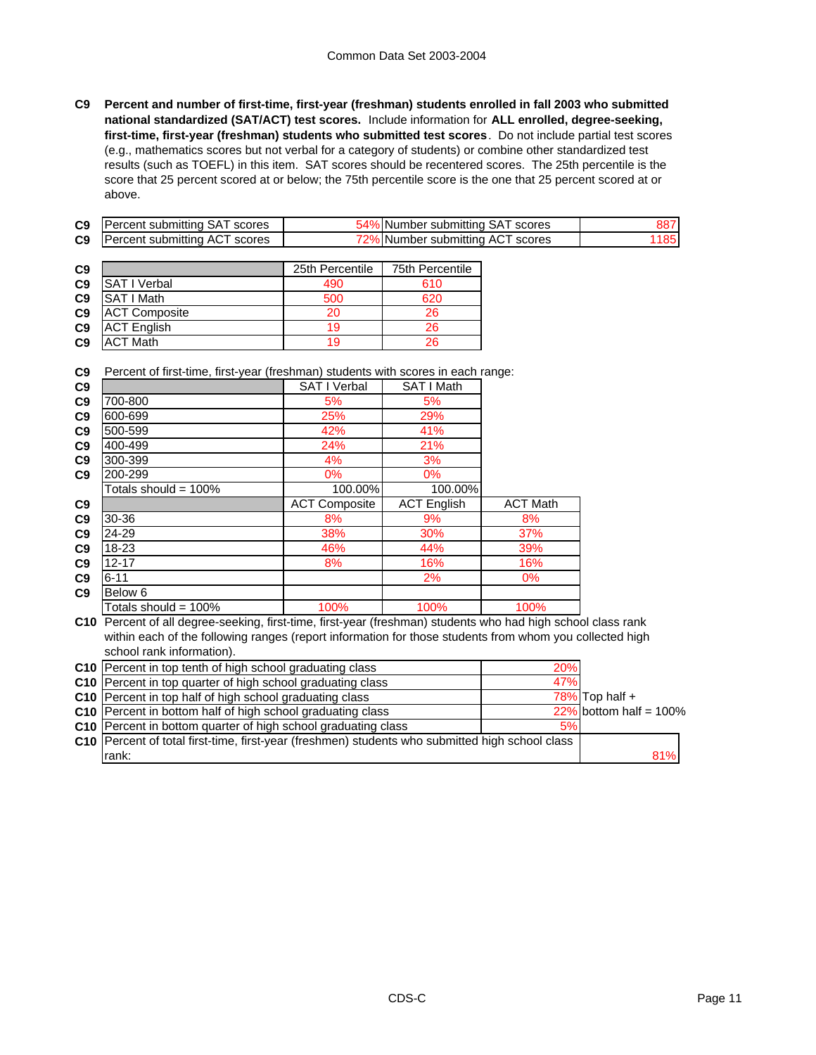**C9 Percent and number of first-time, first-year (freshman) students enrolled in fall 2003 who submitted national standardized (SAT/ACT) test scores.** Include information for **ALL enrolled, degree-seeking, first-time, first-year (freshman) students who submitted test scores**. Do not include partial test scores (e.g., mathematics scores but not verbal for a category of students) or combine other standardized test results (such as TOEFL) in this item. SAT scores should be recentered scores. The 25th percentile is the score that 25 percent scored at or below; the 75th percentile score is the one that 25 percent scored at or above.

| | | | | |
|---|---|---|---|---|
| C9 | Percent submitting SAT scores | 54% | Number submitting SAT scores | 887 |
| C9 | Percent submitting ACT scores | 72% | Number submitting ACT scores | 1185 |

| | | 25th Percentile | 75th Percentile |
|---|---|---|---|
| C9 | SAT I Verbal | 490 | 610 |
| C9 | SAT I Math | 500 | 620 |
| C9 | ACT Composite | 20 | 26 |
| C9 | ACT English | 19 | 26 |
| C9 | ACT Math | 19 | 26 |

C9 Percent of first-time, first-year (freshman) students with scores in each range:

| | | SAT I Verbal | SAT I Math |
|---|---|---|---|
| C9 | 700-800 | 5% | 5% |
| C9 | 600-699 | 25% | 29% |
| C9 | 500-599 | 42% | 41% |
| C9 | 400-499 | 24% | 21% |
| C9 | 300-399 | 4% | 3% |
| C9 | 200-299 | 0% | 0% |
| | Totals should = 100% | 100.00% | 100.00% |

| | | ACT Composite | ACT English | ACT Math |
|---|---|---|---|---|
| C9 | 30-36 | 8% | 9% | 8% |
| C9 | 24-29 | 38% | 30% | 37% |
| C9 | 18-23 | 46% | 44% | 39% |
| C9 | 12-17 | 8% | 16% | 16% |
| C9 | 6-11 | | 2% | 0% |
| C9 | Below 6 | | | |
| | Totals should = 100% | 100% | 100% | 100% |

**C10** Percent of all degree-seeking, first-time, first-year (freshman) students who had high school class rank within each of the following ranges (report information for those students from whom you collected high school rank information).

| | | | |
|---|---|---|---|
| C10 | Percent in top tenth of high school graduating class | 20% | |
| C10 | Percent in top quarter of high school graduating class | 47% | |
| C10 | Percent in top half of high school graduating class | 78% | Top half + |
| C10 | Percent in bottom half of high school graduating class | 22% | bottom half = 100% |
| C10 | Percent in bottom quarter of high school graduating class | 5% | |
| C10 | Percent of total first-time, first-year (freshmen) students who submitted high school class rank: | 81% | |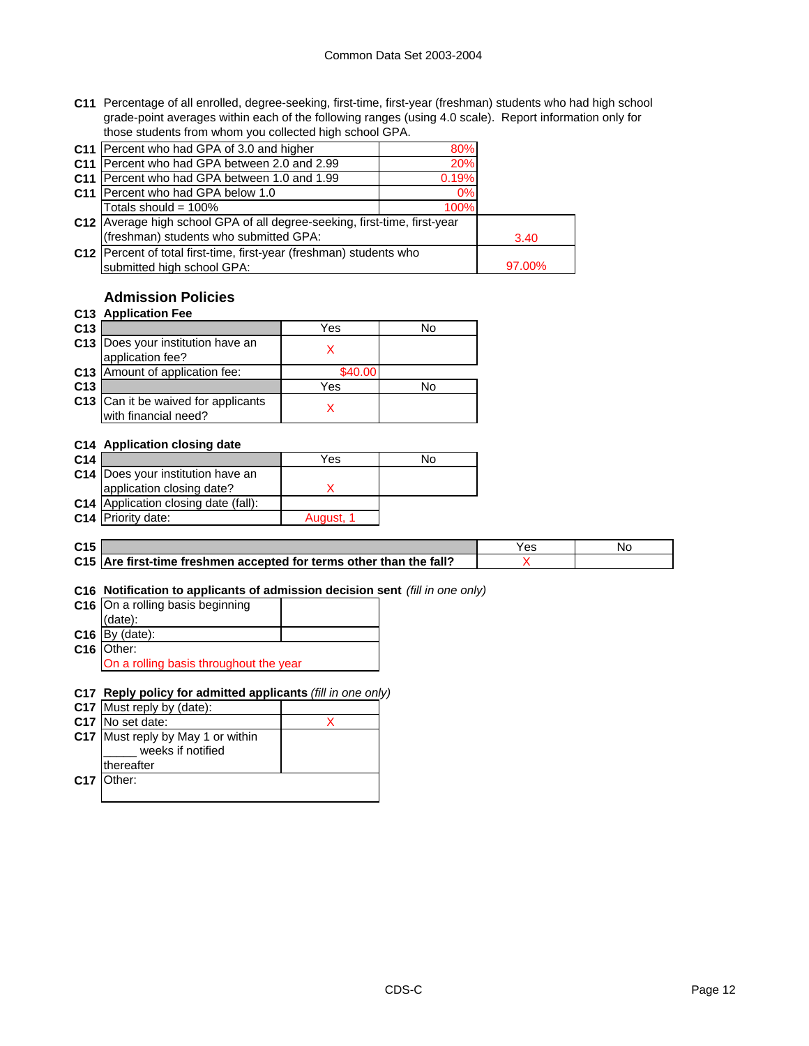**C11** Percentage of all enrolled, degree-seeking, first-time, first-year (freshman) students who had high school grade-point averages within each of the following ranges (using 4.0 scale). Report information only for those students from whom you collected high school GPA.

| | | |
|---|---|---|
| C11 | Percent who had GPA of 3.0 and higher | 80% |
| C11 | Percent who had GPA between 2.0 and 2.99 | 20% |
| C11 | Percent who had GPA between 1.0 and 1.99 | 0.19% |
| C11 | Percent who had GPA below 1.0 | 0% |
| | Totals should = 100% | 100% |

| | | |
|---|---|---|
| C12 | Average high school GPA of all degree-seeking, first-time, first-year (freshman) students who submitted GPA: | 3.40 |
| C12 | Percent of total first-time, first-year (freshman) students who submitted high school GPA: | 97.00% |

## Admission Policies

**C13 Application Fee**

| | | Yes | No |
|---|---|---|---|
| C13 | Does your institution have an application fee? | X | |
| C13 | Amount of application fee: | $40.00 | |
| C13 | Can it be waived for applicants with financial need? | X | |

**C14 Application closing date**

| | | Yes | No |
|---|---|---|---|
| C14 | Does your institution have an application closing date? | X | |
| C14 | Application closing date (fall): | | |
| C14 | Priority date: | August, 1 | |

| | | Yes | No |
|---|---|---|---|
| C15 | **Are first-time freshmen accepted for terms other than the fall?** | X | |

**C16 Notification to applicants of admission decision sent** *(fill in one only)*

| | | |
|---|---|---|
| C16 | On a rolling basis beginning (date): | |
| C16 | By (date): | |
| C16 | Other: On a rolling basis throughout the year | |

**C17 Reply policy for admitted applicants** *(fill in one only)*

| | | |
|---|---|---|
| C17 | Must reply by (date): | |
| C17 | No set date: | X |
| C17 | Must reply by May 1 or within _____ weeks if notified thereafter | |
| C17 | Other: | |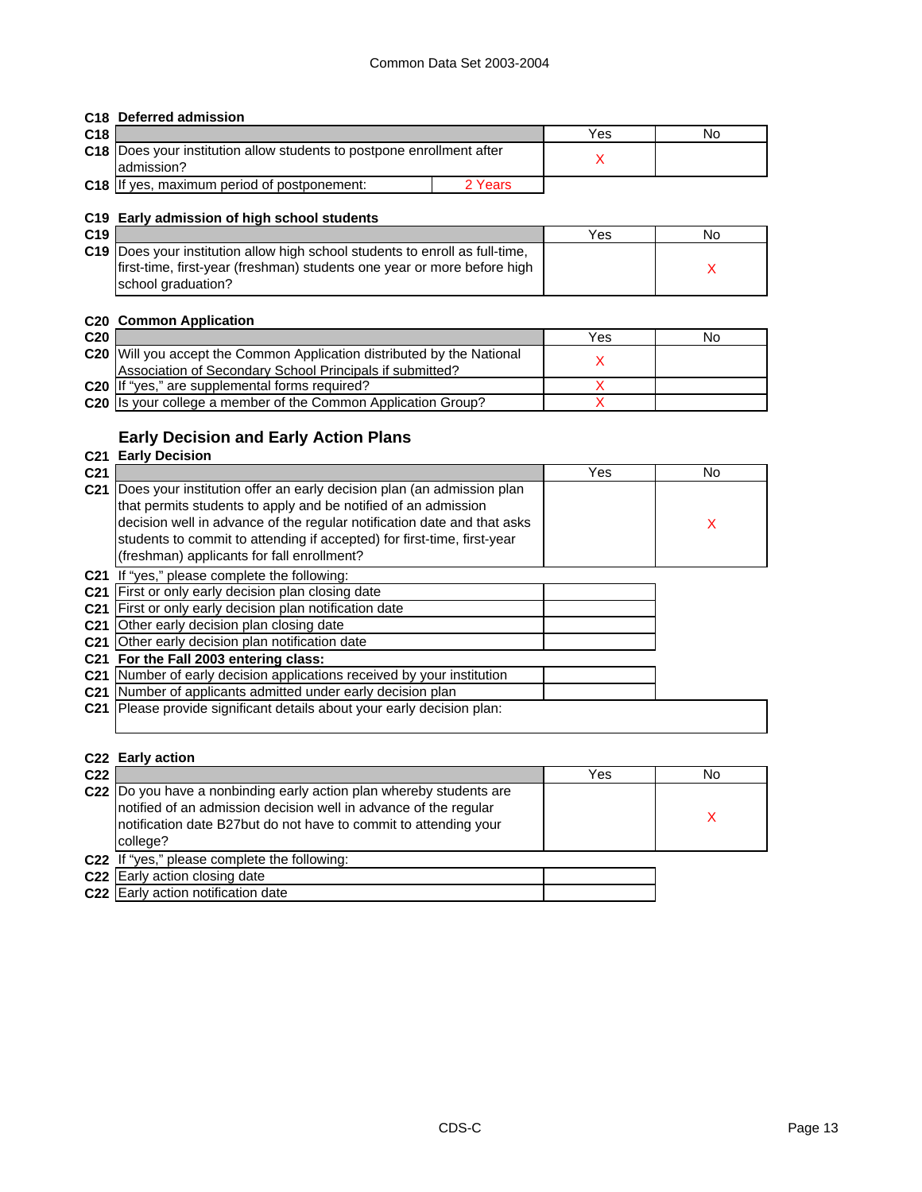## C18 Deferred admission

| C18 | | Yes | No |
|---|---|---|---|
| C18 | Does your institution allow students to postpone enrollment after admission? | X | |
| C18 | If yes, maximum period of postponement: 2 Years | | |

## C19 Early admission of high school students

| C19 | | Yes | No |
|---|---|---|---|
| C19 | Does your institution allow high school students to enroll as full-time, first-time, first-year (freshman) students one year or more before high school graduation? | | X |

## C20 Common Application

| C20 | | Yes | No |
|---|---|---|---|
| C20 | Will you accept the Common Application distributed by the National Association of Secondary School Principals if submitted? | X | |
| C20 | If "yes," are supplemental forms required? | X | |
| C20 | Is your college a member of the Common Application Group? | X | |

# Early Decision and Early Action Plans

## C21 Early Decision

| C21 | | Yes | No |
|---|---|---|---|
| C21 | Does your institution offer an early decision plan (an admission plan that permits students to apply and be notified of an admission decision well in advance of the regular notification date and that asks students to commit to attending if accepted) for first-time, first-year (freshman) applicants for fall enrollment? | | X |

C21 If "yes," please complete the following:

| C21 | | |
|---|---|---|
| C21 | First or only early decision plan closing date | |
| C21 | First or only early decision plan notification date | |
| C21 | Other early decision plan closing date | |
| C21 | Other early decision plan notification date | |

C21 **For the Fall 2003 entering class:**

| C21 | | |
|---|---|---|
| C21 | Number of early decision applications received by your institution | |
| C21 | Number of applicants admitted under early decision plan | |

C21 Please provide significant details about your early decision plan:

## C22 Early action

| C22 | | Yes | No |
|---|---|---|---|
| C22 | Do you have a nonbinding early action plan whereby students are notified of an admission decision well in advance of the regular notification date B27but do not have to commit to attending your college? | | X |

C22 If "yes," please complete the following:

| C22 | | |
|---|---|---|
| C22 | Early action closing date | |
| C22 | Early action notification date | |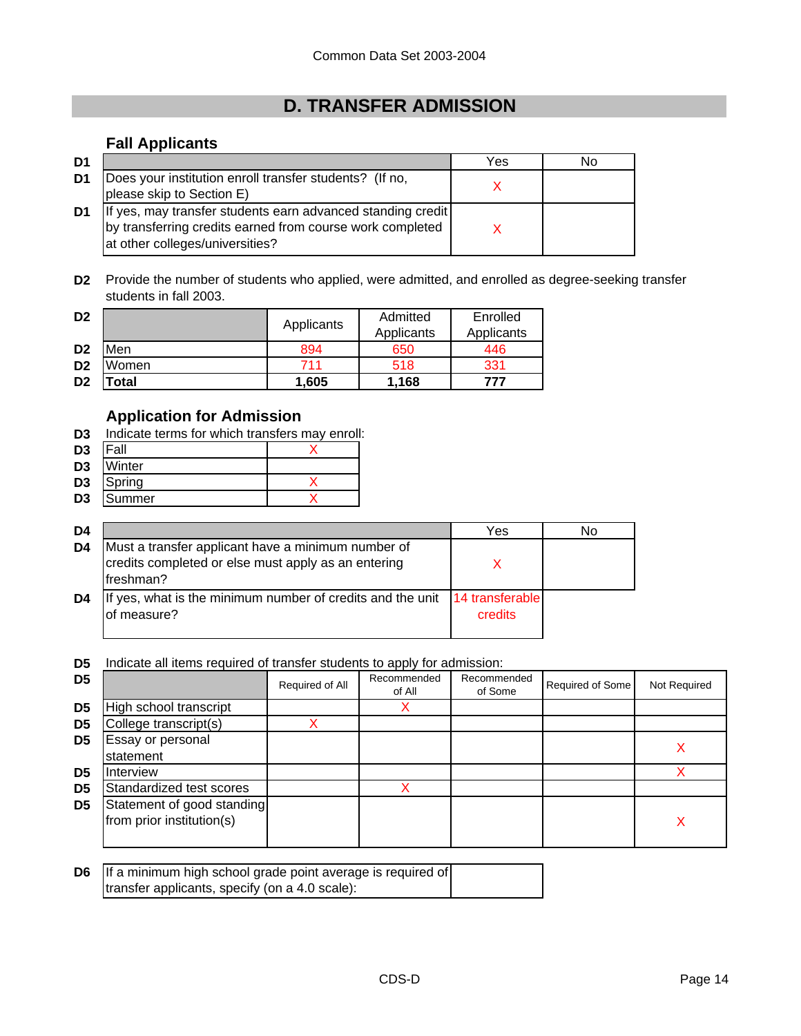Common Data Set 2003-2004

# D. TRANSFER ADMISSION

## Fall Applicants

| D1 | | Yes | No |
|---|---|---|---|
| D1 | Does your institution enroll transfer students? (If no, please skip to Section E) | X | |
| D1 | If yes, may transfer students earn advanced standing credit by transferring credits earned from course work completed at other colleges/universities? | X | |

**D2** Provide the number of students who applied, were admitted, and enrolled as degree-seeking transfer students in fall 2003.

| D2 | | Applicants | Admitted Applicants | Enrolled Applicants |
|---|---|---|---|---|
| D2 | Men | 894 | 650 | 446 |
| D2 | Women | 711 | 518 | 331 |
| D2 | **Total** | **1,605** | **1,168** | **777** |

## Application for Admission

**D3** Indicate terms for which transfers may enroll:

| D3 | Term | |
|---|---|---|
| D3 | Fall | X |
| D3 | Winter | |
| D3 | Spring | X |
| D3 | Summer | X |

| D4 | | Yes | No |
|---|---|---|---|
| D4 | Must a transfer applicant have a minimum number of credits completed or else must apply as an entering freshman? | X | |
| D4 | If yes, what is the minimum number of credits and the unit of measure? | 14 transferable credits | |

**D5** Indicate all items required of transfer students to apply for admission:

| D5 | | Required of All | Recommended of All | Recommended of Some | Required of Some | Not Required |
|---|---|---|---|---|---|---|
| D5 | High school transcript | | X | | | |
| D5 | College transcript(s) | X | | | | |
| D5 | Essay or personal statement | | | | | X |
| D5 | Interview | | | | | X |
| D5 | Standardized test scores | | X | | | |
| D5 | Statement of good standing from prior institution(s) | | | | | X |

| D6 | If a minimum high school grade point average is required of transfer applicants, specify (on a 4.0 scale): | |
|---|---|---|

CDS-D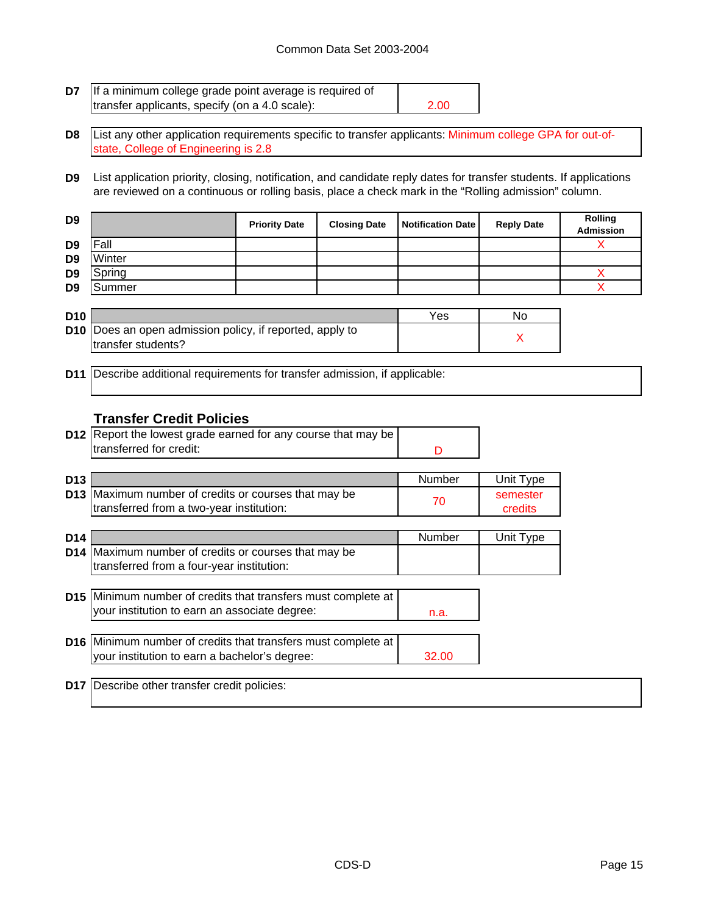| D7 | If a minimum college grade point average is required of transfer applicants, specify (on a 4.0 scale): | 2.00 |
|---|---|---|

**D8** List any other application requirements specific to transfer applicants: Minimum college GPA for out-of-state, College of Engineering is 2.8

**D9** List application priority, closing, notification, and candidate reply dates for transfer students. If applications are reviewed on a continuous or rolling basis, place a check mark in the "Rolling admission" column.

| D9 | | Priority Date | Closing Date | Notification Date | Reply Date | Rolling Admission |
|---|---|---|---|---|---|---|
| D9 | Fall | | | | | X |
| D9 | Winter | | | | | |
| D9 | Spring | | | | | X |
| D9 | Summer | | | | | X |

| D10 | | Yes | No |
|---|---|---|---|
| D10 | Does an open admission policy, if reported, apply to transfer students? | | X |

**D11** Describe additional requirements for transfer admission, if applicable:

## Transfer Credit Policies

| D12 | Report the lowest grade earned for any course that may be transferred for credit: | D |
|---|---|---|

| D13 | | Number | Unit Type |
|---|---|---|---|
| D13 | Maximum number of credits or courses that may be transferred from a two-year institution: | 70 | semester credits |

| D14 | | Number | Unit Type |
|---|---|---|---|
| D14 | Maximum number of credits or courses that may be transferred from a four-year institution: | | |

| D15 | Minimum number of credits that transfers must complete at your institution to earn an associate degree: | n.a. |
|---|---|---|

| D16 | Minimum number of credits that transfers must complete at your institution to earn a bachelor's degree: | 32.00 |
|---|---|---|

**D17** Describe other transfer credit policies: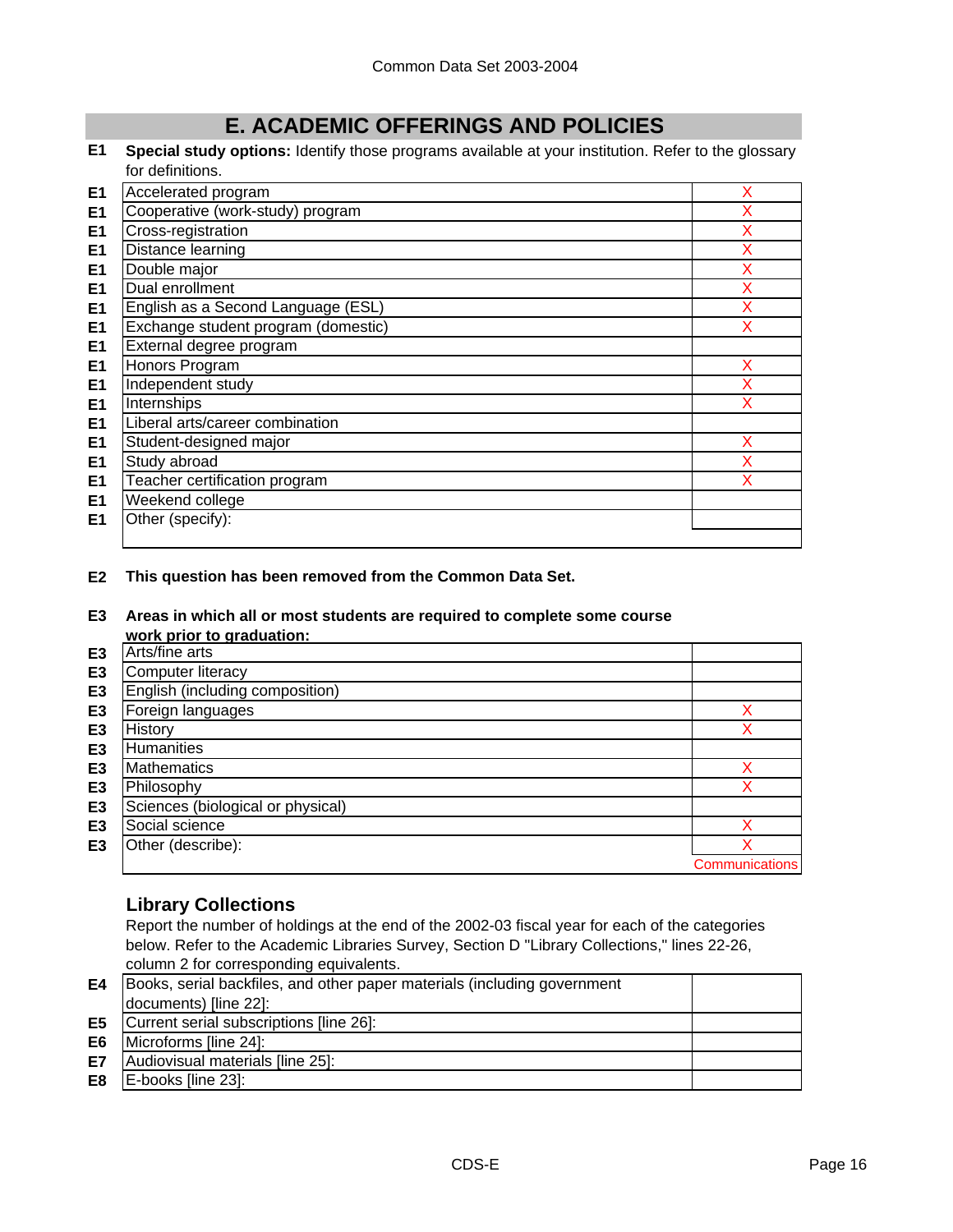# E. ACADEMIC OFFERINGS AND POLICIES

**E1** **Special study options:** Identify those programs available at your institution. Refer to the glossary for definitions.

| | | |
|---|---|---|
| E1 | Accelerated program | X |
| E1 | Cooperative (work-study) program | X |
| E1 | Cross-registration | X |
| E1 | Distance learning | X |
| E1 | Double major | X |
| E1 | Dual enrollment | X |
| E1 | English as a Second Language (ESL) | X |
| E1 | Exchange student program (domestic) | X |
| E1 | External degree program | |
| E1 | Honors Program | X |
| E1 | Independent study | X |
| E1 | Internships | X |
| E1 | Liberal arts/career combination | |
| E1 | Student-designed major | X |
| E1 | Study abroad | X |
| E1 | Teacher certification program | X |
| E1 | Weekend college | |
| E1 | Other (specify): | |

**E2** **This question has been removed from the Common Data Set.**

**E3** **Areas in which all or most students are required to complete some course work prior to graduation:**

| | | |
|---|---|---|
| E3 | Arts/fine arts | |
| E3 | Computer literacy | |
| E3 | English (including composition) | |
| E3 | Foreign languages | X |
| E3 | History | X |
| E3 | Humanities | |
| E3 | Mathematics | X |
| E3 | Philosophy | X |
| E3 | Sciences (biological or physical) | |
| E3 | Social science | X |
| E3 | Other (describe): | X<br>Communications |

### Library Collections

Report the number of holdings at the end of the 2002-03 fiscal year for each of the categories below. Refer to the Academic Libraries Survey, Section D "Library Collections," lines 22-26, column 2 for corresponding equivalents.

| | | |
|---|---|---|
| E4 | Books, serial backfiles, and other paper materials (including government documents) [line 22]: | |
| E5 | Current serial subscriptions [line 26]: | |
| E6 | Microforms [line 24]: | |
| E7 | Audiovisual materials [line 25]: | |
| E8 | E-books [line 23]: | |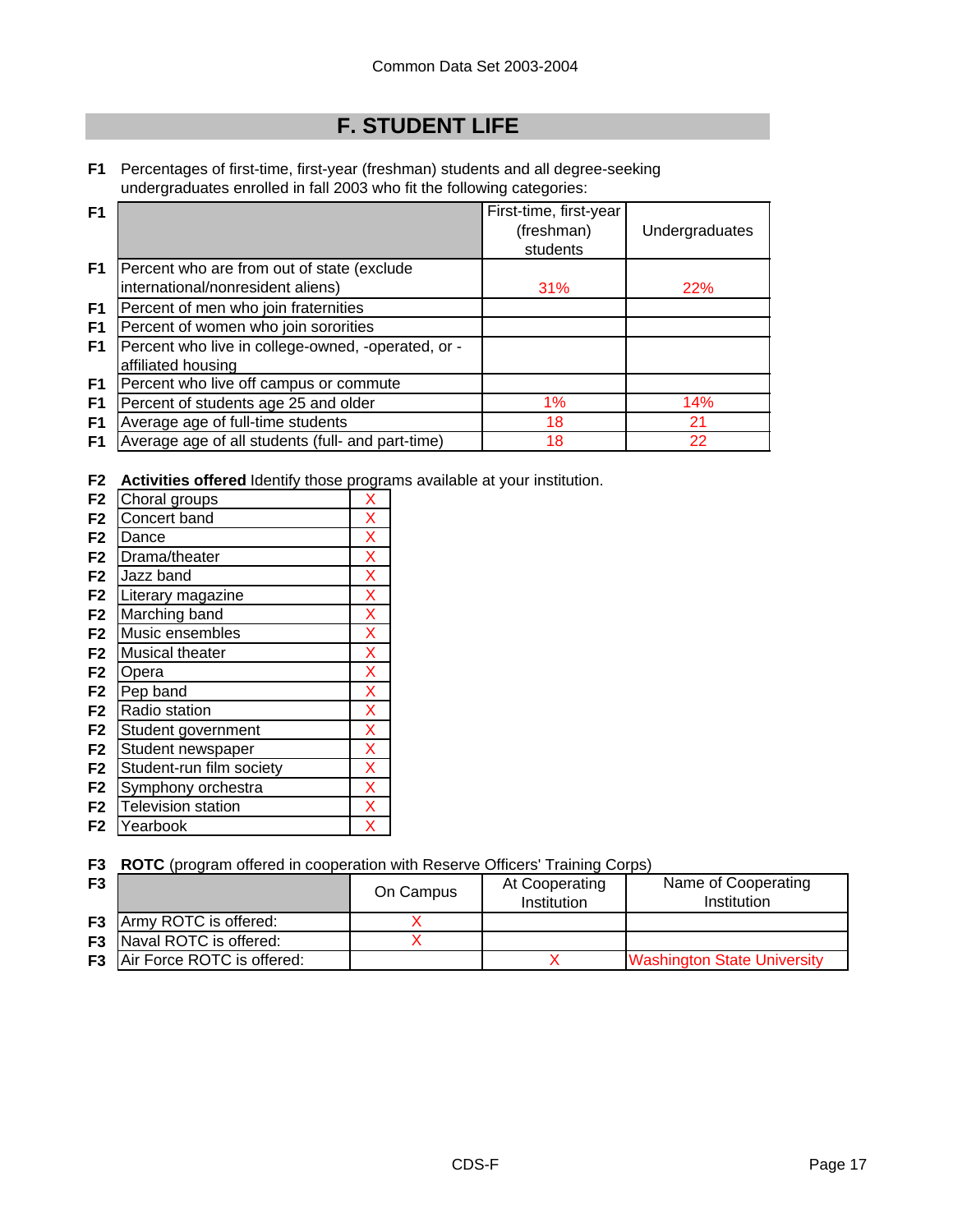Common Data Set 2003-2004

## F. STUDENT LIFE

**F1** Percentages of first-time, first-year (freshman) students and all degree-seeking undergraduates enrolled in fall 2003 who fit the following categories:

| | | First-time, first-year (freshman) students | Undergraduates |
|---|---|---|---|
| F1 | Percent who are from out of state (exclude international/nonresident aliens) | 31% | 22% |
| F1 | Percent of men who join fraternities | | |
| F1 | Percent of women who join sororities | | |
| F1 | Percent who live in college-owned, -operated, or -affiliated housing | | |
| F1 | Percent who live off campus or commute | | |
| F1 | Percent of students age 25 and older | 1% | 14% |
| F1 | Average age of full-time students | 18 | 21 |
| F1 | Average age of all students (full- and part-time) | 18 | 22 |

**F2** **Activities offered** Identify those programs available at your institution.

| | Activity | |
|---|---|---|
| F2 | Choral groups | X |
| F2 | Concert band | X |
| F2 | Dance | X |
| F2 | Drama/theater | X |
| F2 | Jazz band | X |
| F2 | Literary magazine | X |
| F2 | Marching band | X |
| F2 | Music ensembles | X |
| F2 | Musical theater | X |
| F2 | Opera | X |
| F2 | Pep band | X |
| F2 | Radio station | X |
| F2 | Student government | X |
| F2 | Student newspaper | X |
| F2 | Student-run film society | X |
| F2 | Symphony orchestra | X |
| F2 | Television station | X |
| F2 | Yearbook | X |

**F3** **ROTC** (program offered in cooperation with Reserve Officers' Training Corps)

| | | On Campus | At Cooperating Institution | Name of Cooperating Institution |
|---|---|---|---|---|
| F3 | Army ROTC is offered: | X | | |
| F3 | Naval ROTC is offered: | X | | |
| F3 | Air Force ROTC is offered: | | X | Washington State University |

CDS-F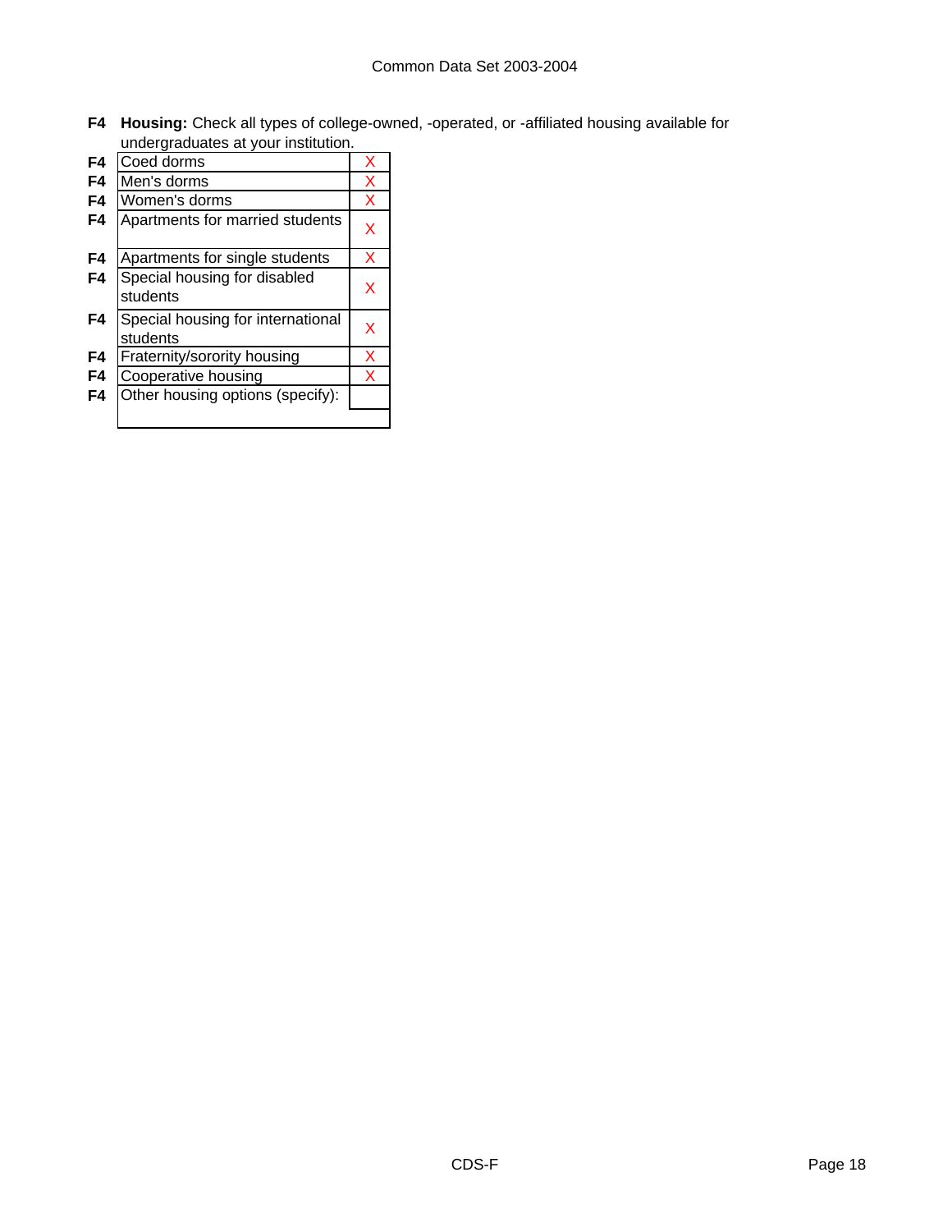**F4 Housing:** Check all types of college-owned, -operated, or -affiliated housing available for undergraduates at your institution.

| | | |
|---|---|---|
| F4 | Coed dorms | X |
| F4 | Men's dorms | X |
| F4 | Women's dorms | X |
| F4 | Apartments for married students | X |
| F4 | Apartments for single students | X |
| F4 | Special housing for disabled students | X |
| F4 | Special housing for international students | X |
| F4 | Fraternity/sorority housing | X |
| F4 | Cooperative housing | X |
| F4 | Other housing options (specify): | |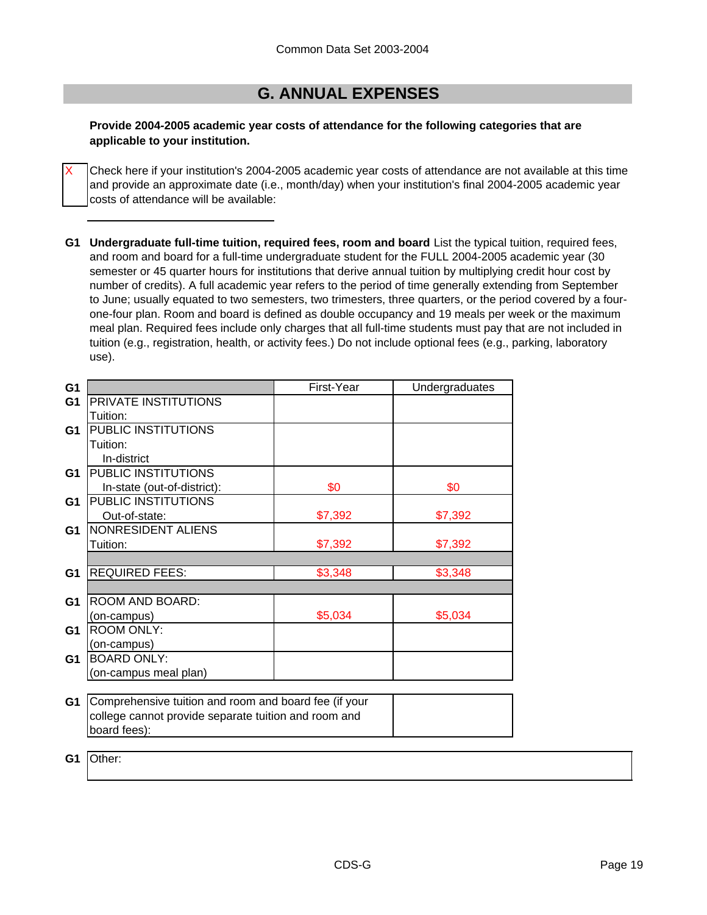Common Data Set 2003-2004

## G. ANNUAL EXPENSES

**Provide 2004-2005 academic year costs of attendance for the following categories that are applicable to your institution.**

X Check here if your institution's 2004-2005 academic year costs of attendance are not available at this time and provide an approximate date (i.e., month/day) when your institution's final 2004-2005 academic year costs of attendance will be available:

______________________

**G1 Undergraduate full-time tuition, required fees, room and board** List the typical tuition, required fees, and room and board for a full-time undergraduate student for the FULL 2004-2005 academic year (30 semester or 45 quarter hours for institutions that derive annual tuition by multiplying credit hour cost by number of credits). A full academic year refers to the period of time generally extending from September to June; usually equated to two semesters, two trimesters, three quarters, or the period covered by a four-one-four plan. Room and board is defined as double occupancy and 19 meals per week or the maximum meal plan. Required fees include only charges that all full-time students must pay that are not included in tuition (e.g., registration, health, or activity fees.) Do not include optional fees (e.g., parking, laboratory use).

| | | First-Year | Undergraduates |
|---|---|---|---|
| G1 | PRIVATE INSTITUTIONS Tuition: | | |
| G1 | PUBLIC INSTITUTIONS Tuition: In-district | | |
| G1 | PUBLIC INSTITUTIONS In-state (out-of-district): | $0 | $0 |
| G1 | PUBLIC INSTITUTIONS Out-of-state: | $7,392 | $7,392 |
| G1 | NONRESIDENT ALIENS Tuition: | $7,392 | $7,392 |
| | | | |
| G1 | REQUIRED FEES: | $3,348 | $3,348 |
| | | | |
| G1 | ROOM AND BOARD: (on-campus) | $5,034 | $5,034 |
| G1 | ROOM ONLY: (on-campus) | | |
| G1 | BOARD ONLY: (on-campus meal plan) | | |

| | | |
|---|---|---|
| G1 | Comprehensive tuition and room and board fee (if your college cannot provide separate tuition and room and board fees): | |

| | |
|---|---|
| G1 | Other: |

CDS-G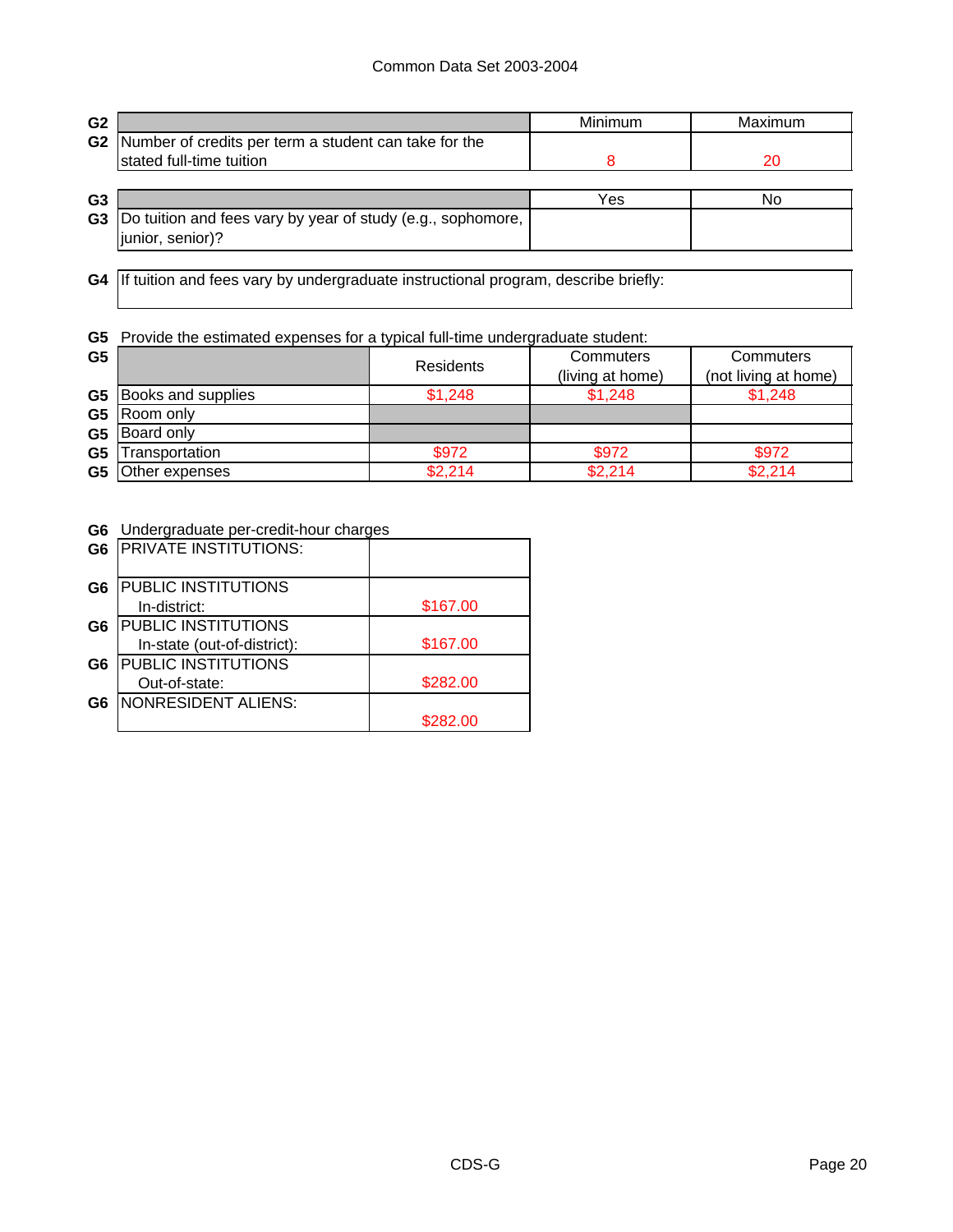| G2 | | Minimum | Maximum |
|---|---|---|---|
| G2 | Number of credits per term a student can take for the stated full-time tuition | 8 | 20 |

| G3 | | Yes | No |
|---|---|---|---|
| G3 | Do tuition and fees vary by year of study (e.g., sophomore, junior, senior)? | | |

| G4 | If tuition and fees vary by undergraduate instructional program, describe briefly: |
|---|---|
| | |

G5 Provide the estimated expenses for a typical full-time undergraduate student:

| G5 | | Residents | Commuters (living at home) | Commuters (not living at home) |
|---|---|---|---|---|
| G5 | Books and supplies | $1,248 | $1,248 | $1,248 |
| G5 | Room only | | | |
| G5 | Board only | | | |
| G5 | Transportation | $972 | $972 | $972 |
| G5 | Other expenses | $2,214 | $2,214 | $2,214 |

G6 Undergraduate per-credit-hour charges

| G6 | | |
|---|---|---|
| G6 | PRIVATE INSTITUTIONS: | |
| G6 | PUBLIC INSTITUTIONS In-district: | $167.00 |
| G6 | PUBLIC INSTITUTIONS In-state (out-of-district): | $167.00 |
| G6 | PUBLIC INSTITUTIONS Out-of-state: | $282.00 |
| G6 | NONRESIDENT ALIENS: | $282.00 |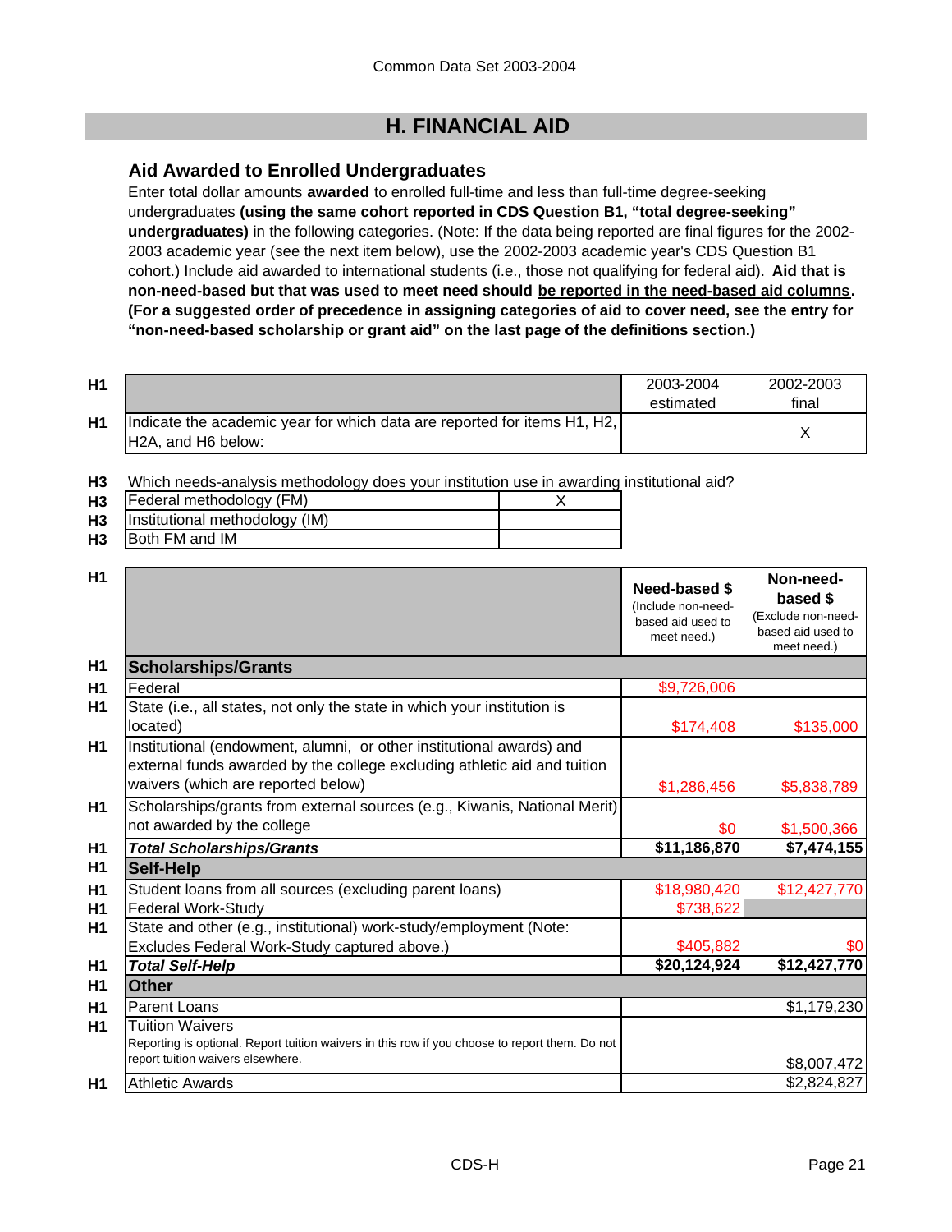## H. FINANCIAL AID

### Aid Awarded to Enrolled Undergraduates

Enter total dollar amounts **awarded** to enrolled full-time and less than full-time degree-seeking undergraduates **(using the same cohort reported in CDS Question B1, "total degree-seeking" undergraduates)** in the following categories. (Note: If the data being reported are final figures for the 2002-2003 academic year (see the next item below), use the 2002-2003 academic year's CDS Question B1 cohort.) Include aid awarded to international students (i.e., those not qualifying for federal aid). **Aid that is non-need-based but that was used to meet need should be reported in the need-based aid columns. (For a suggested order of precedence in assigning categories of aid to cover need, see the entry for "non-need-based scholarship or grant aid" on the last page of the definitions section.)**

| | | 2003-2004 estimated | 2002-2003 final |
|---|---|---|---|
| H1 | Indicate the academic year for which data are reported for items H1, H2, H2A, and H6 below: | | X |

H3 Which needs-analysis methodology does your institution use in awarding institutional aid?

| | | |
|---|---|---|
| H3 | Federal methodology (FM) | X |
| H3 | Institutional methodology (IM) | |
| H3 | Both FM and IM | |

| | | Need-based $ (Include non-need-based aid used to meet need.) | Non-need-based $ (Exclude non-need-based aid used to meet need.) |
|---|---|---|---|
| H1 | **Scholarships/Grants** | | |
| H1 | Federal | $9,726,006 | |
| H1 | State (i.e., all states, not only the state in which your institution is located) | $174,408 | $135,000 |
| H1 | Institutional (endowment, alumni, or other institutional awards) and external funds awarded by the college excluding athletic aid and tuition waivers (which are reported below) | $1,286,456 | $5,838,789 |
| H1 | Scholarships/grants from external sources (e.g., Kiwanis, National Merit) not awarded by the college | $0 | $1,500,366 |
| H1 | ***Total Scholarships/Grants*** | **$11,186,870** | **$7,474,155** |
| H1 | **Self-Help** | | |
| H1 | Student loans from all sources (excluding parent loans) | $18,980,420 | $12,427,770 |
| H1 | Federal Work-Study | $738,622 | |
| H1 | State and other (e.g., institutional) work-study/employment (Note: Excludes Federal Work-Study captured above.) | $405,882 | $0 |
| H1 | ***Total Self-Help*** | **$20,124,924** | **$12,427,770** |
| H1 | **Other** | | |
| H1 | Parent Loans | | $1,179,230 |
| H1 | Tuition Waivers<br>Reporting is optional. Report tuition waivers in this row if you choose to report them. Do not report tuition waivers elsewhere. | | $8,007,472 |
| H1 | Athletic Awards | | $2,824,827 |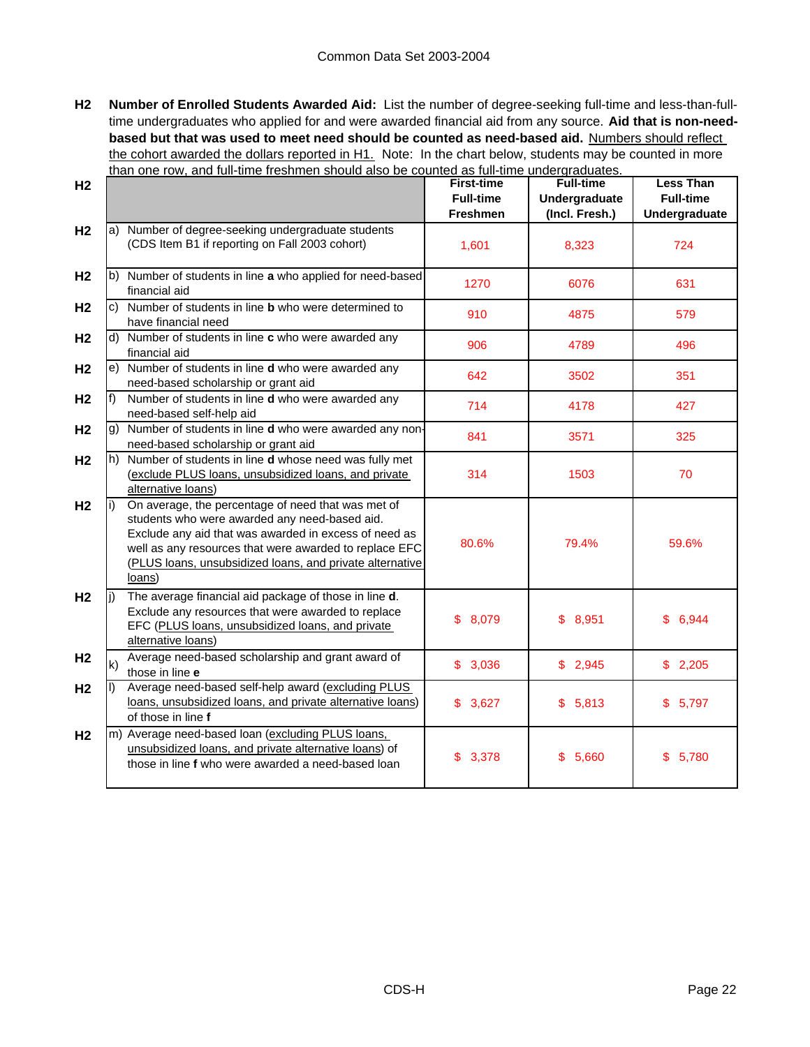**H2 Number of Enrolled Students Awarded Aid:** List the number of degree-seeking full-time and less-than-full-time undergraduates who applied for and were awarded financial aid from any source. **Aid that is non-need-based but that was used to meet need should be counted as need-based aid.** Numbers should reflect the cohort awarded the dollars reported in H1. Note: In the chart below, students may be counted in more than one row, and full-time freshmen should also be counted as full-time undergraduates.

| H2 | | First-time Full-time Freshmen | Full-time Undergraduate (Incl. Fresh.) | Less Than Full-time Undergraduate |
|---|---|---|---|---|
| H2 | a) Number of degree-seeking undergraduate students (CDS Item B1 if reporting on Fall 2003 cohort) | 1,601 | 8,323 | 724 |
| H2 | b) Number of students in line **a** who applied for need-based financial aid | 1270 | 6076 | 631 |
| H2 | c) Number of students in line **b** who were determined to have financial need | 910 | 4875 | 579 |
| H2 | d) Number of students in line **c** who were awarded any financial aid | 906 | 4789 | 496 |
| H2 | e) Number of students in line **d** who were awarded any need-based scholarship or grant aid | 642 | 3502 | 351 |
| H2 | f) Number of students in line **d** who were awarded any need-based self-help aid | 714 | 4178 | 427 |
| H2 | g) Number of students in line **d** who were awarded any non-need-based scholarship or grant aid | 841 | 3571 | 325 |
| H2 | h) Number of students in line **d** whose need was fully met (exclude PLUS loans, unsubsidized loans, and private alternative loans) | 314 | 1503 | 70 |
| H2 | i) On average, the percentage of need that was met of students who were awarded any need-based aid. Exclude any aid that was awarded in excess of need as well as any resources that were awarded to replace EFC (PLUS loans, unsubsidized loans, and private alternative loans) | 80.6% | 79.4% | 59.6% |
| H2 | j) The average financial aid package of those in line **d**. Exclude any resources that were awarded to replace EFC (PLUS loans, unsubsidized loans, and private alternative loans) | $ 8,079 | $ 8,951 | $ 6,944 |
| H2 | k) Average need-based scholarship and grant award of those in line **e** | $ 3,036 | $ 2,945 | $ 2,205 |
| H2 | l) Average need-based self-help award (excluding PLUS loans, unsubsidized loans, and private alternative loans) of those in line **f** | $ 3,627 | $ 5,813 | $ 5,797 |
| H2 | m) Average need-based loan (excluding PLUS loans, unsubsidized loans, and private alternative loans) of those in line **f** who were awarded a need-based loan | $ 3,378 | $ 5,660 | $ 5,780 |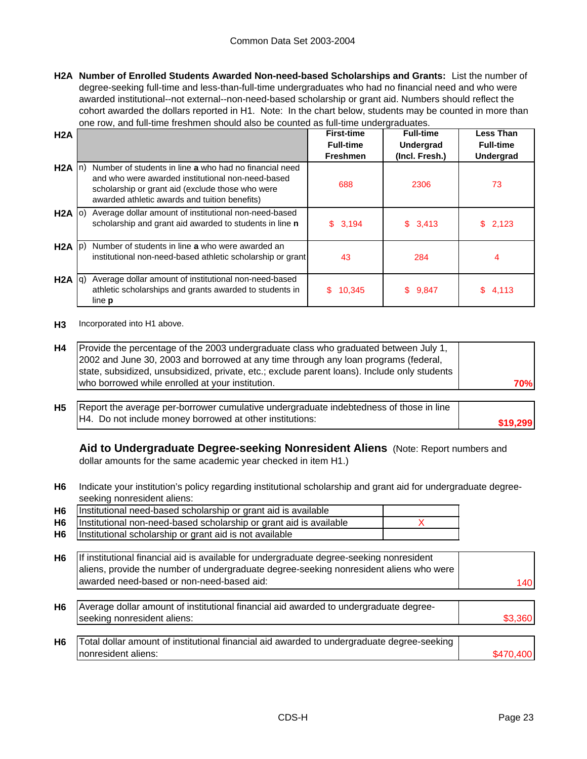**H2A Number of Enrolled Students Awarded Non-need-based Scholarships and Grants:** List the number of degree-seeking full-time and less-than-full-time undergraduates who had no financial need and who were awarded institutional--not external--non-need-based scholarship or grant aid. Numbers should reflect the cohort awarded the dollars reported in H1. Note: In the chart below, students may be counted in more than one row, and full-time freshmen should also be counted as full-time undergraduates.

| H2A | | First-time Full-time Freshmen | Full-time Undergrad (Incl. Fresh.) | Less Than Full-time Undergrad |
|---|---|---|---|---|
| H2A | n) Number of students in line **a** who had no financial need and who were awarded institutional non-need-based scholarship or grant aid (exclude those who were awarded athletic awards and tuition benefits) | 688 | 2306 | 73 |
| H2A | o) Average dollar amount of institutional non-need-based scholarship and grant aid awarded to students in line **n** | $ 3,194 | $ 3,413 | $ 2,123 |
| H2A | p) Number of students in line **a** who were awarded an institutional non-need-based athletic scholarship or grant | 43 | 284 | 4 |
| H2A | q) Average dollar amount of institutional non-need-based athletic scholarships and grants awarded to students in line **p** | $ 10,345 | $ 9,847 | $ 4,113 |

**H3** Incorporated into H1 above.

| | | |
|---|---|---|
| H4 | Provide the percentage of the 2003 undergraduate class who graduated between July 1, 2002 and June 30, 2003 and borrowed at any time through any loan programs (federal, state, subsidized, unsubsidized, private, etc.; exclude parent loans). Include only students who borrowed while enrolled at your institution. | 70% |
| H5 | Report the average per-borrower cumulative undergraduate indebtedness of those in line H4. Do not include money borrowed at other institutions: | $19,299 |

## Aid to Undergraduate Degree-seeking Nonresident Aliens

(Note: Report numbers and dollar amounts for the same academic year checked in item H1.)

**H6** Indicate your institution's policy regarding institutional scholarship and grant aid for undergraduate degree-seeking nonresident aliens:

| | | |
|---|---|---|
| H6 | Institutional need-based scholarship or grant aid is available | |
| H6 | Institutional non-need-based scholarship or grant aid is available | X |
| H6 | Institutional scholarship or grant aid is not available | |

| | | |
|---|---|---|
| H6 | If institutional financial aid is available for undergraduate degree-seeking nonresident aliens, provide the number of undergraduate degree-seeking nonresident aliens who were awarded need-based or non-need-based aid: | 140 |
| H6 | Average dollar amount of institutional financial aid awarded to undergraduate degree-seeking nonresident aliens: | $3,360 |
| H6 | Total dollar amount of institutional financial aid awarded to undergraduate degree-seeking nonresident aliens: | $470,400 |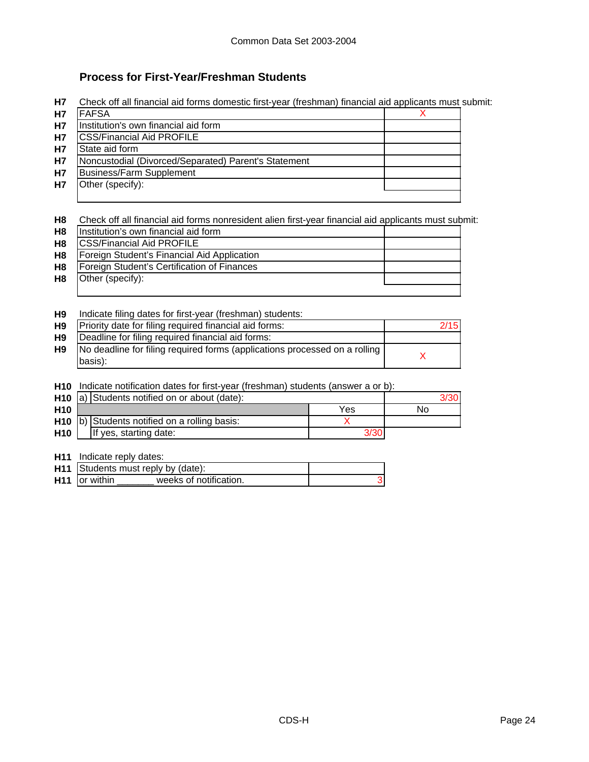## Process for First-Year/Freshman Students

**H7** Check off all financial aid forms domestic first-year (freshman) financial aid applicants must submit:

| | | |
|---|---|---|
| H7 | FAFSA | X |
| H7 | Institution's own financial aid form | |
| H7 | CSS/Financial Aid PROFILE | |
| H7 | State aid form | |
| H7 | Noncustodial (Divorced/Separated) Parent's Statement | |
| H7 | Business/Farm Supplement | |
| H7 | Other (specify): | |

**H8** Check off all financial aid forms nonresident alien first-year financial aid applicants must submit:

| | | |
|---|---|---|
| H8 | Institution's own financial aid form | |
| H8 | CSS/Financial Aid PROFILE | |
| H8 | Foreign Student's Financial Aid Application | |
| H8 | Foreign Student's Certification of Finances | |
| H8 | Other (specify): | |

**H9** Indicate filing dates for first-year (freshman) students:

| | | |
|---|---|---|
| H9 | Priority date for filing required financial aid forms: | 2/15 |
| H9 | Deadline for filing required financial aid forms: | |
| H9 | No deadline for filing required forms (applications processed on a rolling basis): | X |

**H10** Indicate notification dates for first-year (freshman) students (answer a or b):

| | | | |
|---|---|---|---|
| H10 | a) Students notified on or about (date): | | 3/30 |
| H10 | | Yes | No |
| H10 | b) Students notified on a rolling basis: | X | |
| H10 | If yes, starting date: | 3/30 | |

**H11** Indicate reply dates:

| | | |
|---|---|---|
| H11 | Students must reply by (date): | |
| H11 | or within _______ weeks of notification. | 3 |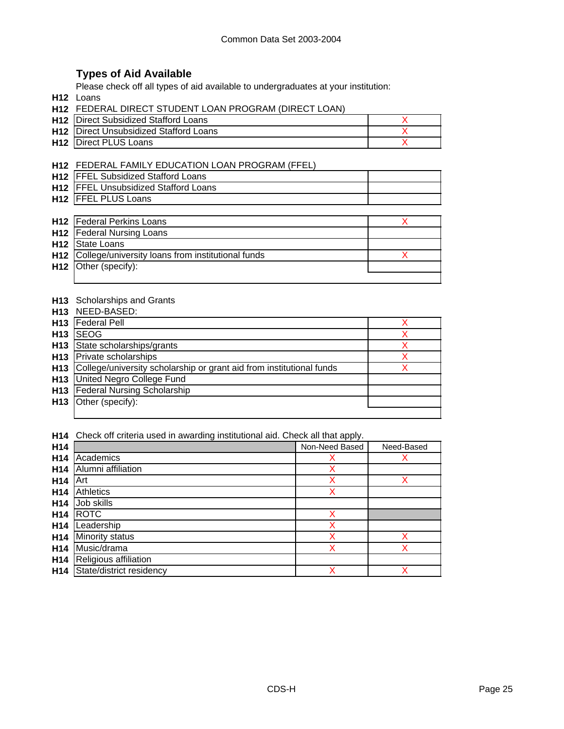## Types of Aid Available

Please check off all types of aid available to undergraduates at your institution:

**H12** Loans

**H12** FEDERAL DIRECT STUDENT LOAN PROGRAM (DIRECT LOAN)

| | | |
|---|---|---|
| H12 | Direct Subsidized Stafford Loans | X |
| H12 | Direct Unsubsidized Stafford Loans | X |
| H12 | Direct PLUS Loans | X |

**H12** FEDERAL FAMILY EDUCATION LOAN PROGRAM (FFEL)

| | | |
|---|---|---|
| H12 | FFEL Subsidized Stafford Loans | |
| H12 | FFEL Unsubsidized Stafford Loans | |
| H12 | FFEL PLUS Loans | |

| | | |
|---|---|---|
| H12 | Federal Perkins Loans | X |
| H12 | Federal Nursing Loans | |
| H12 | State Loans | |
| H12 | College/university loans from institutional funds | X |
| H12 | Other (specify): | |

**H13** Scholarships and Grants

**H13** NEED-BASED:

| | | |
|---|---|---|
| H13 | Federal Pell | X |
| H13 | SEOG | X |
| H13 | State scholarships/grants | X |
| H13 | Private scholarships | X |
| H13 | College/university scholarship or grant aid from institutional funds | X |
| H13 | United Negro College Fund | |
| H13 | Federal Nursing Scholarship | |
| H13 | Other (specify): | |

**H14** Check off criteria used in awarding institutional aid. Check all that apply.

| H14 | | Non-Need Based | Need-Based |
|---|---|---|---|
| H14 | Academics | X | X |
| H14 | Alumni affiliation | X | |
| H14 | Art | X | X |
| H14 | Athletics | X | |
| H14 | Job skills | | |
| H14 | ROTC | X | |
| H14 | Leadership | X | |
| H14 | Minority status | X | X |
| H14 | Music/drama | X | X |
| H14 | Religious affiliation | | |
| H14 | State/district residency | X | X |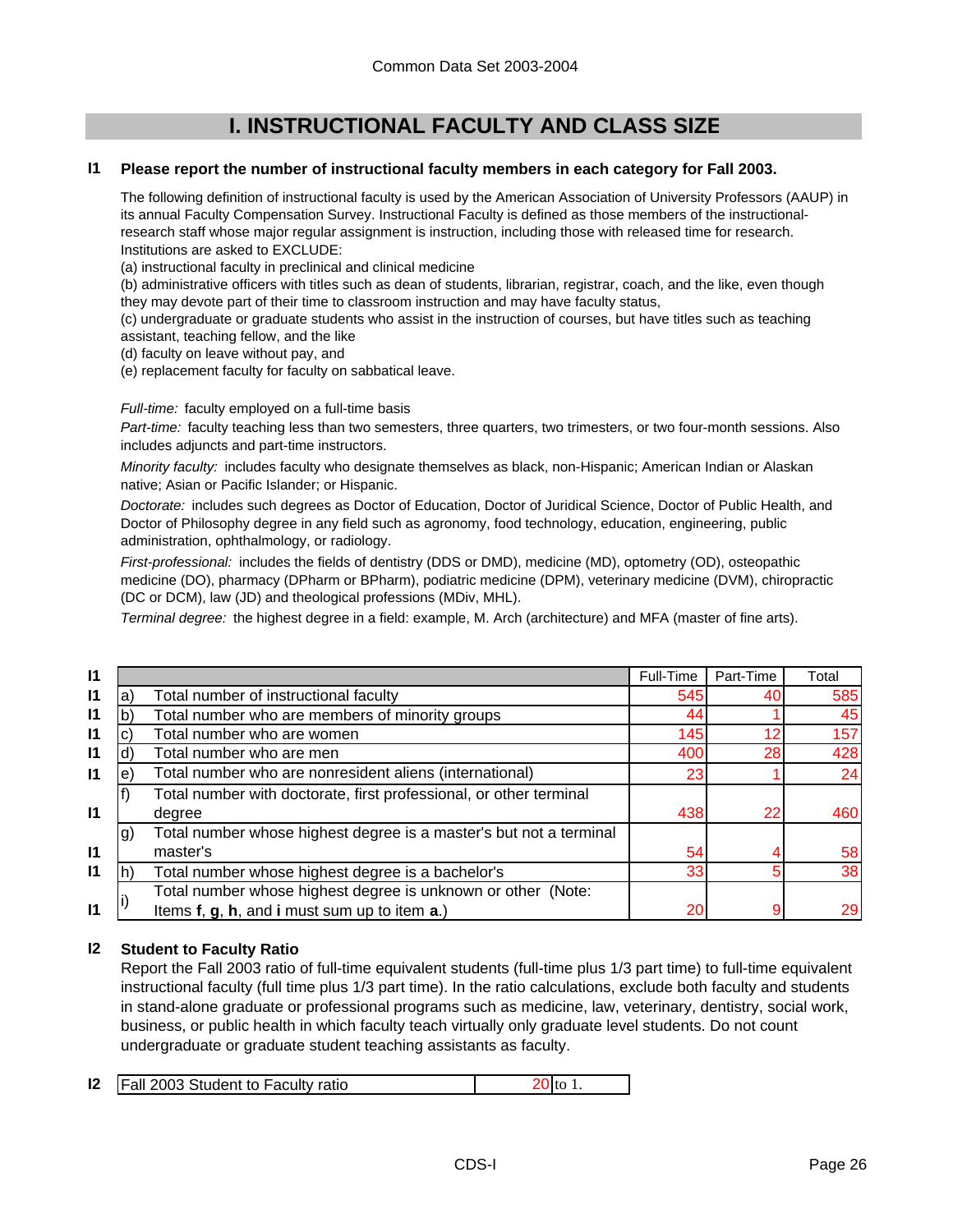# I. INSTRUCTIONAL FACULTY AND CLASS SIZE

**I1 Please report the number of instructional faculty members in each category for Fall 2003.**

The following definition of instructional faculty is used by the American Association of University Professors (AAUP) in its annual Faculty Compensation Survey. Instructional Faculty is defined as those members of the instructional-research staff whose major regular assignment is instruction, including those with released time for research. Institutions are asked to EXCLUDE:

(a) instructional faculty in preclinical and clinical medicine
(b) administrative officers with titles such as dean of students, librarian, registrar, coach, and the like, even though they may devote part of their time to classroom instruction and may have faculty status,
(c) undergraduate or graduate students who assist in the instruction of courses, but have titles such as teaching assistant, teaching fellow, and the like
(d) faculty on leave without pay, and
(e) replacement faculty for faculty on sabbatical leave.

*Full-time:* faculty employed on a full-time basis

*Part-time:* faculty teaching less than two semesters, three quarters, two trimesters, or two four-month sessions. Also includes adjuncts and part-time instructors.

*Minority faculty:* includes faculty who designate themselves as black, non-Hispanic; American Indian or Alaskan native; Asian or Pacific Islander; or Hispanic.

*Doctorate:* includes such degrees as Doctor of Education, Doctor of Juridical Science, Doctor of Public Health, and Doctor of Philosophy degree in any field such as agronomy, food technology, education, engineering, public administration, ophthalmology, or radiology.

*First-professional:* includes the fields of dentistry (DDS or DMD), medicine (MD), optometry (OD), osteopathic medicine (DO), pharmacy (DPharm or BPharm), podiatric medicine (DPM), veterinary medicine (DVM), chiropractic (DC or DCM), law (JD) and theological professions (MDiv, MHL).

*Terminal degree:* the highest degree in a field: example, M. Arch (architecture) and MFA (master of fine arts).

| | | | Full-Time | Part-Time | Total |
|---|---|---|---|---|---|
| I1 | a) | Total number of instructional faculty | 545 | 40 | 585 |
| I1 | b) | Total number who are members of minority groups | 44 | 1 | 45 |
| I1 | c) | Total number who are women | 145 | 12 | 157 |
| I1 | d) | Total number who are men | 400 | 28 | 428 |
| I1 | e) | Total number who are nonresident aliens (international) | 23 | 1 | 24 |
| I1 | f) | Total number with doctorate, first professional, or other terminal degree | 438 | 22 | 460 |
| I1 | g) | Total number whose highest degree is a master's but not a terminal master's | 54 | 4 | 58 |
| I1 | h) | Total number whose highest degree is a bachelor's | 33 | 5 | 38 |
| I1 | i) | Total number whose highest degree is unknown or other (Note: Items **f**, **g**, **h**, and **i** must sum up to item **a**.) | 20 | 9 | 29 |

**I2 Student to Faculty Ratio**

Report the Fall 2003 ratio of full-time equivalent students (full-time plus 1/3 part time) to full-time equivalent instructional faculty (full time plus 1/3 part time). In the ratio calculations, exclude both faculty and students in stand-alone graduate or professional programs such as medicine, law, veterinary, dentistry, social work, business, or public health in which faculty teach virtually only graduate level students. Do not count undergraduate or graduate student teaching assistants as faculty.

| I2 | Fall 2003 Student to Faculty ratio | 20 to 1. |
|---|---|---|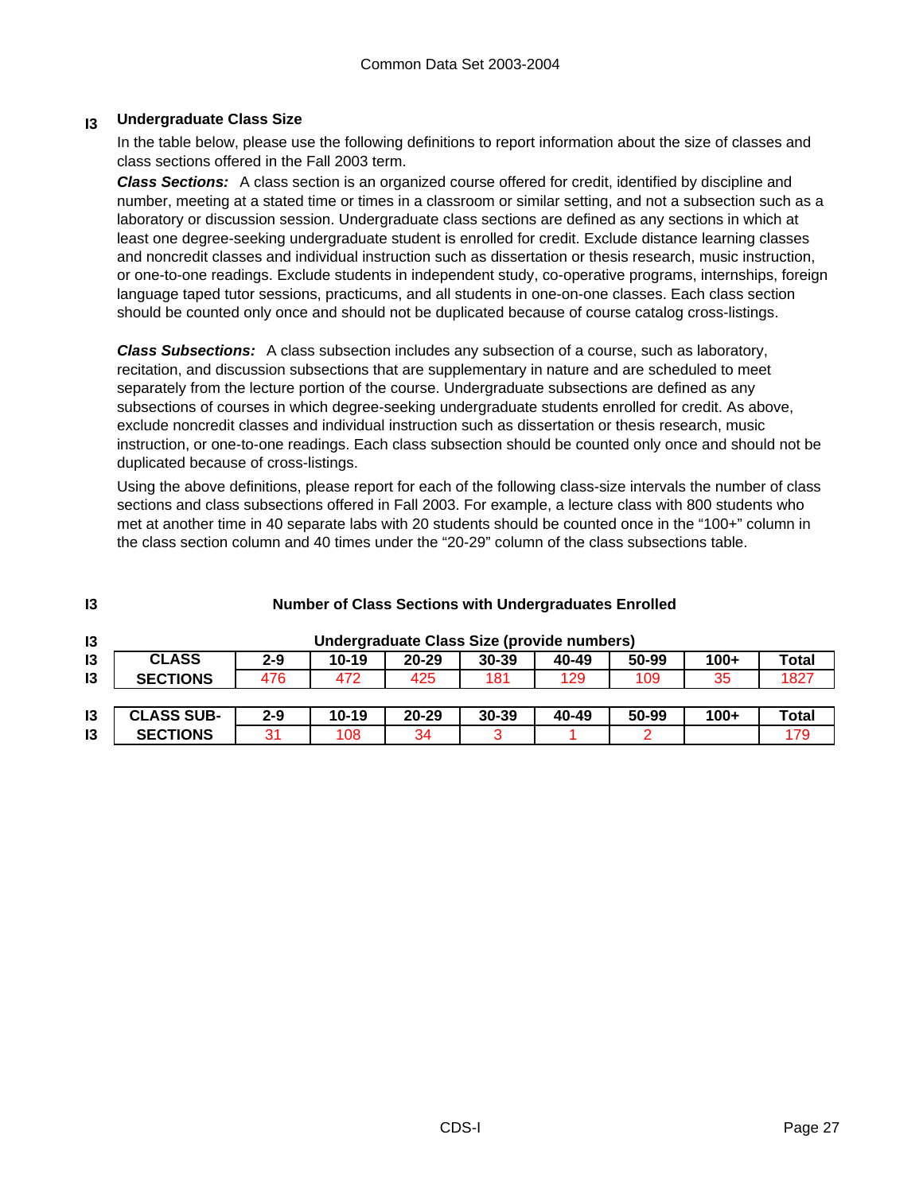## I3 Undergraduate Class Size

In the table below, please use the following definitions to report information about the size of classes and class sections offered in the Fall 2003 term.

***Class Sections:*** A class section is an organized course offered for credit, identified by discipline and number, meeting at a stated time or times in a classroom or similar setting, and not a subsection such as a laboratory or discussion session. Undergraduate class sections are defined as any sections in which at least one degree-seeking undergraduate student is enrolled for credit. Exclude distance learning classes and noncredit classes and individual instruction such as dissertation or thesis research, music instruction, or one-to-one readings. Exclude students in independent study, co-operative programs, internships, foreign language taped tutor sessions, practicums, and all students in one-on-one classes. Each class section should be counted only once and should not be duplicated because of course catalog cross-listings.

***Class Subsections:*** A class subsection includes any subsection of a course, such as laboratory, recitation, and discussion subsections that are supplementary in nature and are scheduled to meet separately from the lecture portion of the course. Undergraduate subsections are defined as any subsections of courses in which degree-seeking undergraduate students enrolled for credit. As above, exclude noncredit classes and individual instruction such as dissertation or thesis research, music instruction, or one-to-one readings. Each class subsection should be counted only once and should not be duplicated because of cross-listings.

Using the above definitions, please report for each of the following class-size intervals the number of class sections and class subsections offered in Fall 2003. For example, a lecture class with 800 students who met at another time in 40 separate labs with 20 students should be counted once in the "100+" column in the class section column and 40 times under the "20-29" column of the class subsections table.

**Number of Class Sections with Undergraduates Enrolled**

**Undergraduate Class Size (provide numbers)**

| CLASS SECTIONS | 2-9 | 10-19 | 20-29 | 30-39 | 40-49 | 50-99 | 100+ | Total |
|---|---|---|---|---|---|---|---|---|
| | 476 | 472 | 425 | 181 | 129 | 109 | 35 | 1827 |

| CLASS SUB-SECTIONS | 2-9 | 10-19 | 20-29 | 30-39 | 40-49 | 50-99 | 100+ | Total |
|---|---|---|---|---|---|---|---|---|
| | 31 | 108 | 34 | 3 | 1 | 2 | | 179 |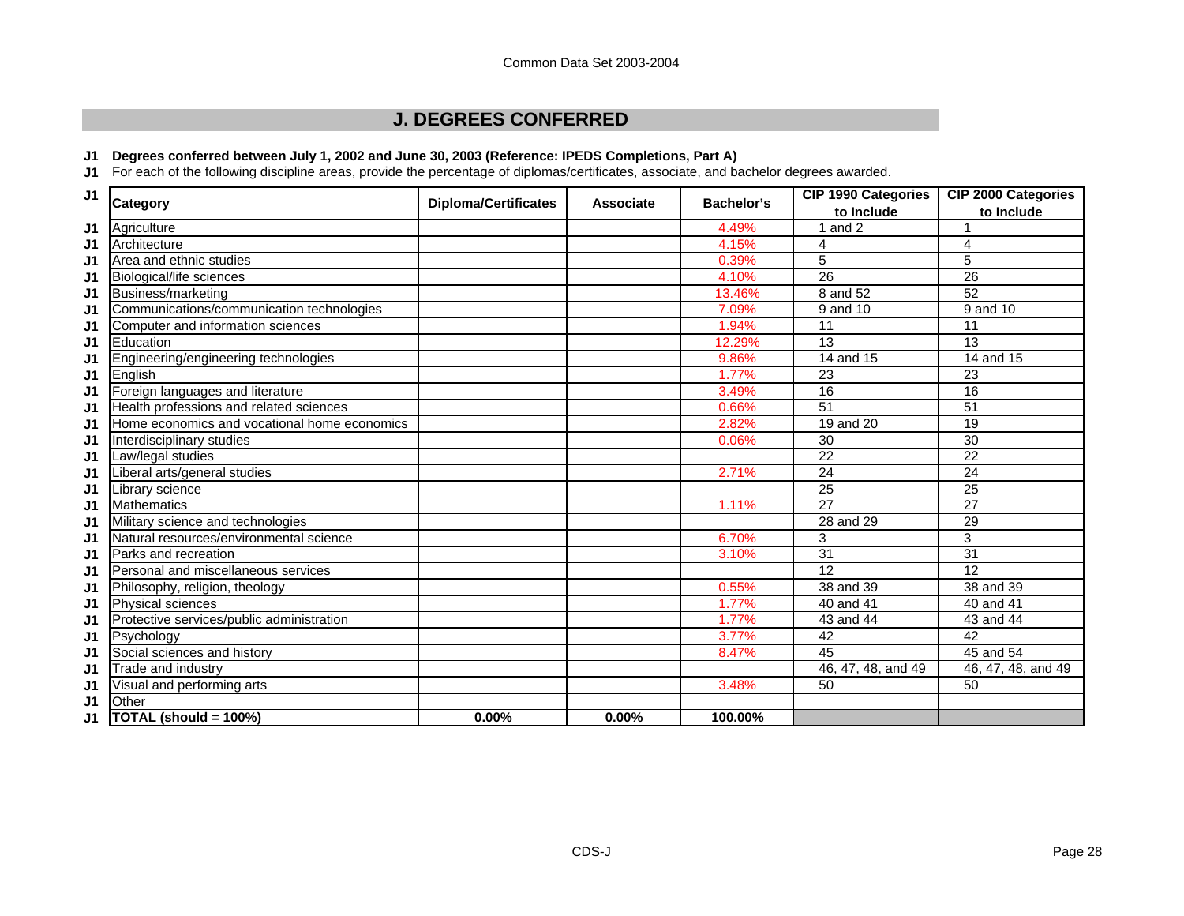## J. DEGREES CONFERRED

**J1 Degrees conferred between July 1, 2002 and June 30, 2003 (Reference: IPEDS Completions, Part A)**

J1 For each of the following discipline areas, provide the percentage of diplomas/certificates, associate, and bachelor degrees awarded.

| | Category | Diploma/Certificates | Associate | Bachelor's | CIP 1990 Categories to Include | CIP 2000 Categories to Include |
|---|---|---|---|---|---|---|
| J1 | Agriculture | | | 4.49% | 1 and 2 | 1 |
| J1 | Architecture | | | 4.15% | 4 | 4 |
| J1 | Area and ethnic studies | | | 0.39% | 5 | 5 |
| J1 | Biological/life sciences | | | 4.10% | 26 | 26 |
| J1 | Business/marketing | | | 13.46% | 8 and 52 | 52 |
| J1 | Communications/communication technologies | | | 7.09% | 9 and 10 | 9 and 10 |
| J1 | Computer and information sciences | | | 1.94% | 11 | 11 |
| J1 | Education | | | 12.29% | 13 | 13 |
| J1 | Engineering/engineering technologies | | | 9.86% | 14 and 15 | 14 and 15 |
| J1 | English | | | 1.77% | 23 | 23 |
| J1 | Foreign languages and literature | | | 3.49% | 16 | 16 |
| J1 | Health professions and related sciences | | | 0.66% | 51 | 51 |
| J1 | Home economics and vocational home economics | | | 2.82% | 19 and 20 | 19 |
| J1 | Interdisciplinary studies | | | 0.06% | 30 | 30 |
| J1 | Law/legal studies | | | | 22 | 22 |
| J1 | Liberal arts/general studies | | | 2.71% | 24 | 24 |
| J1 | Library science | | | | 25 | 25 |
| J1 | Mathematics | | | 1.11% | 27 | 27 |
| J1 | Military science and technologies | | | | 28 and 29 | 29 |
| J1 | Natural resources/environmental science | | | 6.70% | 3 | 3 |
| J1 | Parks and recreation | | | 3.10% | 31 | 31 |
| J1 | Personal and miscellaneous services | | | | 12 | 12 |
| J1 | Philosophy, religion, theology | | | 0.55% | 38 and 39 | 38 and 39 |
| J1 | Physical sciences | | | 1.77% | 40 and 41 | 40 and 41 |
| J1 | Protective services/public administration | | | 1.77% | 43 and 44 | 43 and 44 |
| J1 | Psychology | | | 3.77% | 42 | 42 |
| J1 | Social sciences and history | | | 8.47% | 45 | 45 and 54 |
| J1 | Trade and industry | | | | 46, 47, 48, and 49 | 46, 47, 48, and 49 |
| J1 | Visual and performing arts | | | 3.48% | 50 | 50 |
| J1 | Other | | | | | |
| J1 | **TOTAL (should = 100%)** | **0.00%** | **0.00%** | **100.00%** | | |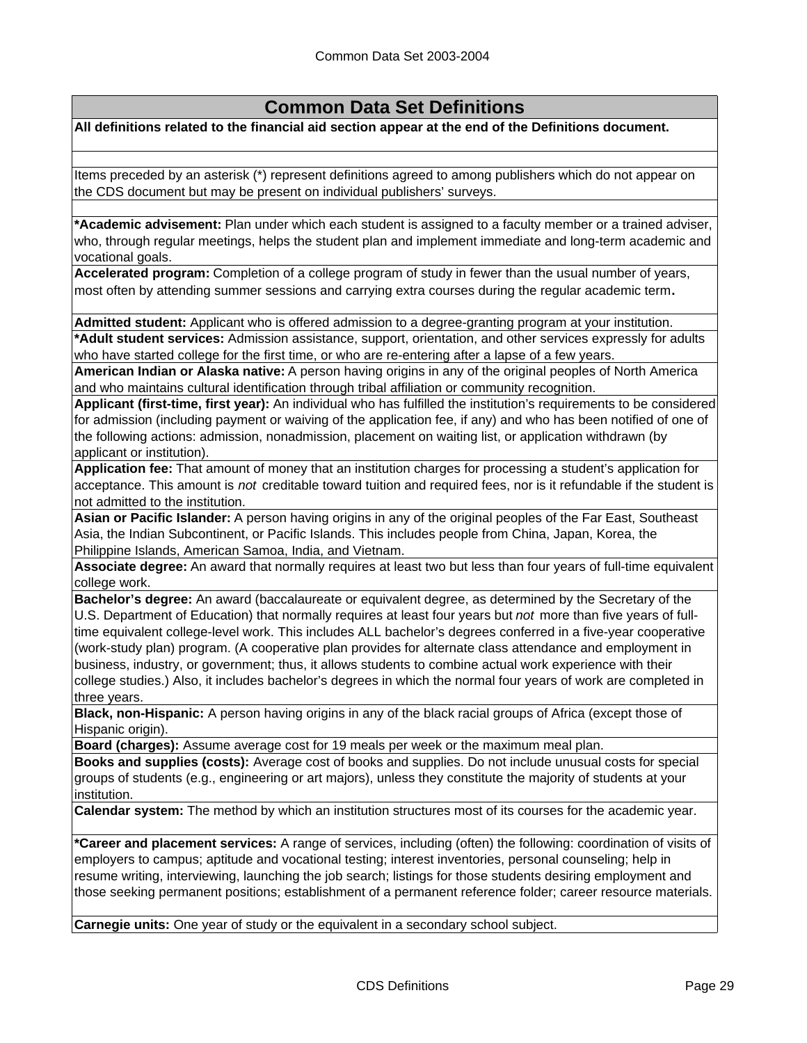## Common Data Set Definitions

**All definitions related to the financial aid section appear at the end of the Definitions document.**

Items preceded by an asterisk (*) represent definitions agreed to among publishers which do not appear on the CDS document but may be present on individual publishers' surveys.

**\*Academic advisement:** Plan under which each student is assigned to a faculty member or a trained adviser, who, through regular meetings, helps the student plan and implement immediate and long-term academic and vocational goals.

**Accelerated program:** Completion of a college program of study in fewer than the usual number of years, most often by attending summer sessions and carrying extra courses during the regular academic term**.**

**Admitted student:** Applicant who is offered admission to a degree-granting program at your institution.

**\*Adult student services:** Admission assistance, support, orientation, and other services expressly for adults who have started college for the first time, or who are re-entering after a lapse of a few years.

**American Indian or Alaska native:** A person having origins in any of the original peoples of North America and who maintains cultural identification through tribal affiliation or community recognition.

**Applicant (first-time, first year):** An individual who has fulfilled the institution's requirements to be considered for admission (including payment or waiving of the application fee, if any) and who has been notified of one of the following actions: admission, nonadmission, placement on waiting list, or application withdrawn (by applicant or institution).

**Application fee:** That amount of money that an institution charges for processing a student's application for acceptance. This amount is *not* creditable toward tuition and required fees, nor is it refundable if the student is not admitted to the institution.

**Asian or Pacific Islander:** A person having origins in any of the original peoples of the Far East, Southeast Asia, the Indian Subcontinent, or Pacific Islands. This includes people from China, Japan, Korea, the Philippine Islands, American Samoa, India, and Vietnam.

**Associate degree:** An award that normally requires at least two but less than four years of full-time equivalent college work.

**Bachelor's degree:** An award (baccalaureate or equivalent degree, as determined by the Secretary of the U.S. Department of Education) that normally requires at least four years but *not* more than five years of full-time equivalent college-level work. This includes ALL bachelor's degrees conferred in a five-year cooperative (work-study plan) program. (A cooperative plan provides for alternate class attendance and employment in business, industry, or government; thus, it allows students to combine actual work experience with their college studies.) Also, it includes bachelor's degrees in which the normal four years of work are completed in three years.

**Black, non-Hispanic:** A person having origins in any of the black racial groups of Africa (except those of Hispanic origin).

**Board (charges):** Assume average cost for 19 meals per week or the maximum meal plan.

**Books and supplies (costs):** Average cost of books and supplies. Do not include unusual costs for special groups of students (e.g., engineering or art majors), unless they constitute the majority of students at your institution.

**Calendar system:** The method by which an institution structures most of its courses for the academic year.

**\*Career and placement services:** A range of services, including (often) the following: coordination of visits of employers to campus; aptitude and vocational testing; interest inventories, personal counseling; help in resume writing, interviewing, launching the job search; listings for those students desiring employment and those seeking permanent positions; establishment of a permanent reference folder; career resource materials.

**Carnegie units:** One year of study or the equivalent in a secondary school subject.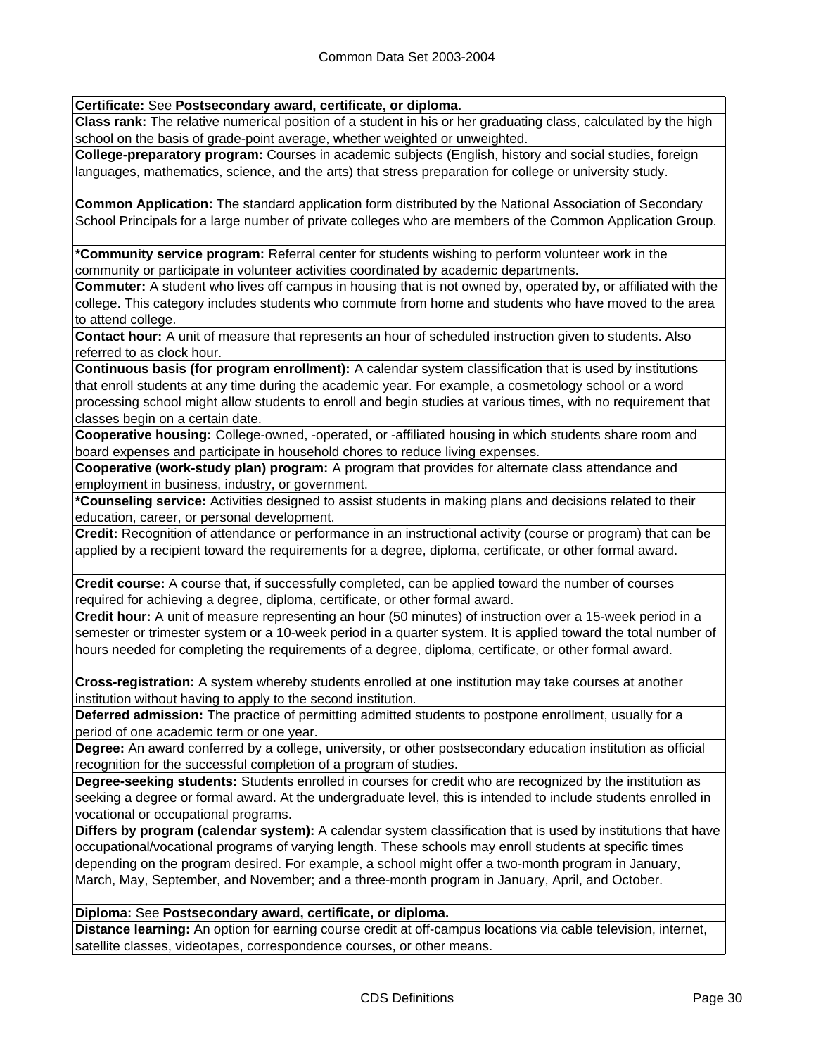**Certificate:** See **Postsecondary award, certificate, or diploma.**

**Class rank:** The relative numerical position of a student in his or her graduating class, calculated by the high school on the basis of grade-point average, whether weighted or unweighted.

**College-preparatory program:** Courses in academic subjects (English, history and social studies, foreign languages, mathematics, science, and the arts) that stress preparation for college or university study.

**Common Application:** The standard application form distributed by the National Association of Secondary School Principals for a large number of private colleges who are members of the Common Application Group.

***Community service program:** Referral center for students wishing to perform volunteer work in the community or participate in volunteer activities coordinated by academic departments.

**Commuter:** A student who lives off campus in housing that is not owned by, operated by, or affiliated with the college. This category includes students who commute from home and students who have moved to the area to attend college.

**Contact hour:** A unit of measure that represents an hour of scheduled instruction given to students. Also referred to as clock hour.

**Continuous basis (for program enrollment):** A calendar system classification that is used by institutions that enroll students at any time during the academic year. For example, a cosmetology school or a word processing school might allow students to enroll and begin studies at various times, with no requirement that classes begin on a certain date.

**Cooperative housing:** College-owned, -operated, or -affiliated housing in which students share room and board expenses and participate in household chores to reduce living expenses.

**Cooperative (work-study plan) program:** A program that provides for alternate class attendance and employment in business, industry, or government.

***Counseling service:** Activities designed to assist students in making plans and decisions related to their education, career, or personal development.

**Credit:** Recognition of attendance or performance in an instructional activity (course or program) that can be applied by a recipient toward the requirements for a degree, diploma, certificate, or other formal award.

**Credit course:** A course that, if successfully completed, can be applied toward the number of courses required for achieving a degree, diploma, certificate, or other formal award.

**Credit hour:** A unit of measure representing an hour (50 minutes) of instruction over a 15-week period in a semester or trimester system or a 10-week period in a quarter system. It is applied toward the total number of hours needed for completing the requirements of a degree, diploma, certificate, or other formal award.

**Cross-registration:** A system whereby students enrolled at one institution may take courses at another institution without having to apply to the second institution.

**Deferred admission:** The practice of permitting admitted students to postpone enrollment, usually for a period of one academic term or one year.

**Degree:** An award conferred by a college, university, or other postsecondary education institution as official recognition for the successful completion of a program of studies.

**Degree-seeking students:** Students enrolled in courses for credit who are recognized by the institution as seeking a degree or formal award. At the undergraduate level, this is intended to include students enrolled in vocational or occupational programs.

**Differs by program (calendar system):** A calendar system classification that is used by institutions that have occupational/vocational programs of varying length. These schools may enroll students at specific times depending on the program desired. For example, a school might offer a two-month program in January, March, May, September, and November; and a three-month program in January, April, and October.

**Diploma:** See **Postsecondary award, certificate, or diploma.**

**Distance learning:** An option for earning course credit at off-campus locations via cable television, internet, satellite classes, videotapes, correspondence courses, or other means.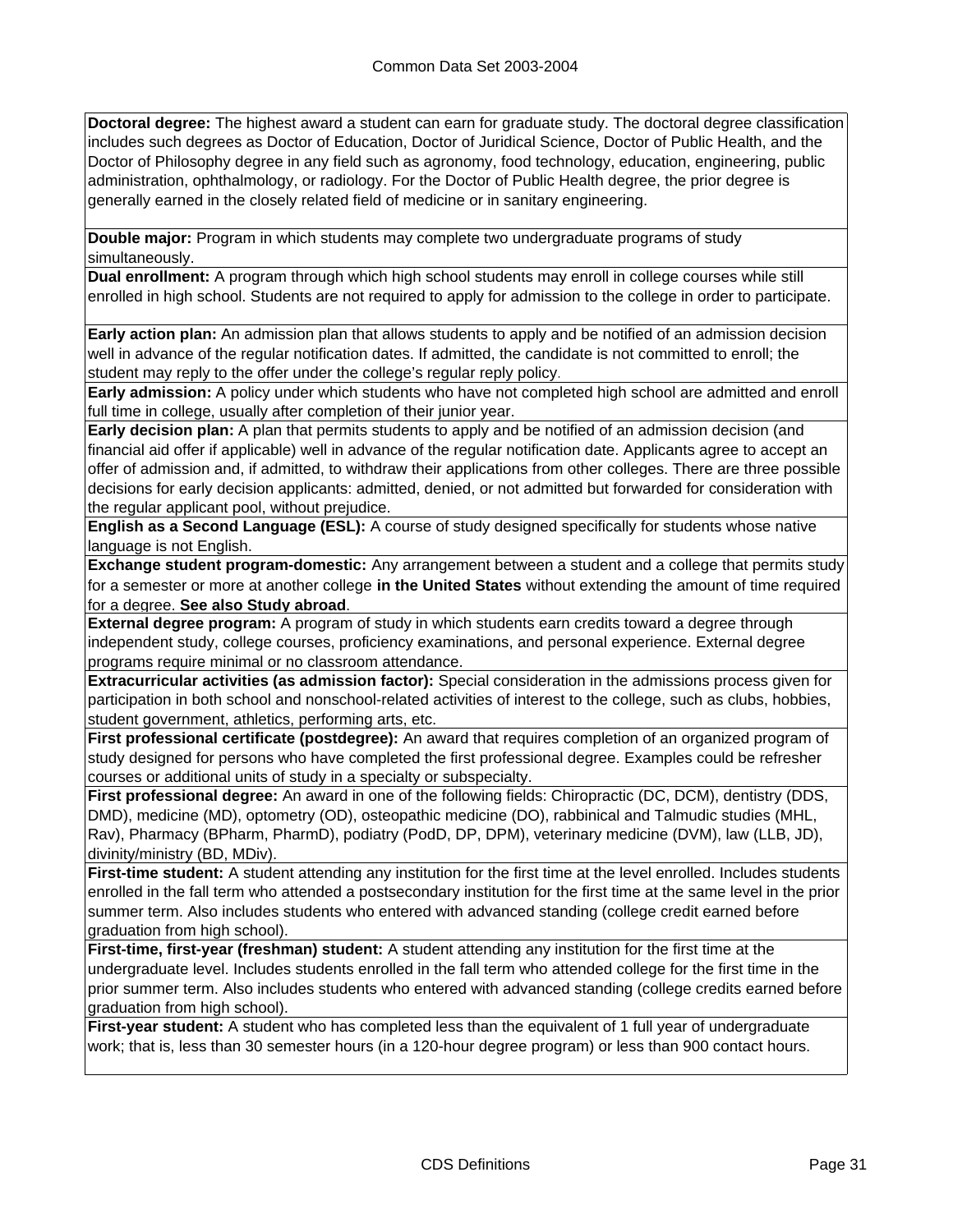**Doctoral degree:** The highest award a student can earn for graduate study. The doctoral degree classification includes such degrees as Doctor of Education, Doctor of Juridical Science, Doctor of Public Health, and the Doctor of Philosophy degree in any field such as agronomy, food technology, education, engineering, public administration, ophthalmology, or radiology. For the Doctor of Public Health degree, the prior degree is generally earned in the closely related field of medicine or in sanitary engineering.

**Double major:** Program in which students may complete two undergraduate programs of study simultaneously.

**Dual enrollment:** A program through which high school students may enroll in college courses while still enrolled in high school. Students are not required to apply for admission to the college in order to participate.

**Early action plan:** An admission plan that allows students to apply and be notified of an admission decision well in advance of the regular notification dates. If admitted, the candidate is not committed to enroll; the student may reply to the offer under the college's regular reply policy.

**Early admission:** A policy under which students who have not completed high school are admitted and enroll full time in college, usually after completion of their junior year.

**Early decision plan:** A plan that permits students to apply and be notified of an admission decision (and financial aid offer if applicable) well in advance of the regular notification date. Applicants agree to accept an offer of admission and, if admitted, to withdraw their applications from other colleges. There are three possible decisions for early decision applicants: admitted, denied, or not admitted but forwarded for consideration with the regular applicant pool, without prejudice.

**English as a Second Language (ESL):** A course of study designed specifically for students whose native language is not English.

**Exchange student program-domestic:** Any arrangement between a student and a college that permits study for a semester or more at another college **in the United States** without extending the amount of time required for a degree. **See also Study abroad**.

**External degree program:** A program of study in which students earn credits toward a degree through independent study, college courses, proficiency examinations, and personal experience. External degree programs require minimal or no classroom attendance.

**Extracurricular activities (as admission factor):** Special consideration in the admissions process given for participation in both school and nonschool-related activities of interest to the college, such as clubs, hobbies, student government, athletics, performing arts, etc.

**First professional certificate (postdegree):** An award that requires completion of an organized program of study designed for persons who have completed the first professional degree. Examples could be refresher courses or additional units of study in a specialty or subspecialty.

**First professional degree:** An award in one of the following fields: Chiropractic (DC, DCM), dentistry (DDS, DMD), medicine (MD), optometry (OD), osteopathic medicine (DO), rabbinical and Talmudic studies (MHL, Rav), Pharmacy (BPharm, PharmD), podiatry (PodD, DP, DPM), veterinary medicine (DVM), law (LLB, JD), divinity/ministry (BD, MDiv).

**First-time student:** A student attending any institution for the first time at the level enrolled. Includes students enrolled in the fall term who attended a postsecondary institution for the first time at the same level in the prior summer term. Also includes students who entered with advanced standing (college credit earned before graduation from high school).

**First-time, first-year (freshman) student:** A student attending any institution for the first time at the undergraduate level. Includes students enrolled in the fall term who attended college for the first time in the prior summer term. Also includes students who entered with advanced standing (college credits earned before graduation from high school).

**First-year student:** A student who has completed less than the equivalent of 1 full year of undergraduate work; that is, less than 30 semester hours (in a 120-hour degree program) or less than 900 contact hours.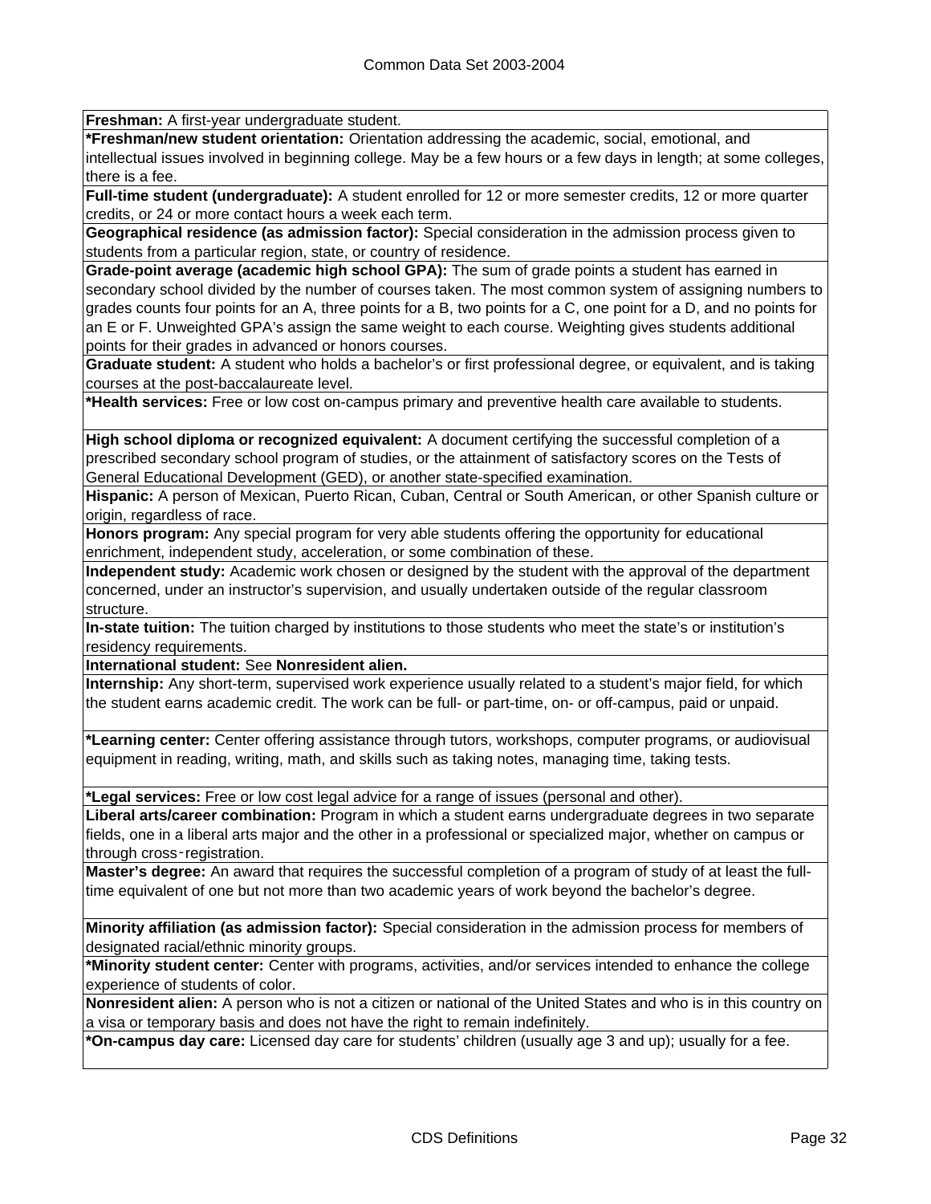**Freshman:** A first-year undergraduate student.

***Freshman/new student orientation:** Orientation addressing the academic, social, emotional, and intellectual issues involved in beginning college. May be a few hours or a few days in length; at some colleges, there is a fee.

**Full-time student (undergraduate):** A student enrolled for 12 or more semester credits, 12 or more quarter credits, or 24 or more contact hours a week each term.

**Geographical residence (as admission factor):** Special consideration in the admission process given to students from a particular region, state, or country of residence.

**Grade-point average (academic high school GPA):** The sum of grade points a student has earned in secondary school divided by the number of courses taken. The most common system of assigning numbers to grades counts four points for an A, three points for a B, two points for a C, one point for a D, and no points for an E or F. Unweighted GPA's assign the same weight to each course. Weighting gives students additional points for their grades in advanced or honors courses.

**Graduate student:** A student who holds a bachelor's or first professional degree, or equivalent, and is taking courses at the post-baccalaureate level.

***Health services:** Free or low cost on-campus primary and preventive health care available to students.

**High school diploma or recognized equivalent:** A document certifying the successful completion of a prescribed secondary school program of studies, or the attainment of satisfactory scores on the Tests of General Educational Development (GED), or another state-specified examination.

**Hispanic:** A person of Mexican, Puerto Rican, Cuban, Central or South American, or other Spanish culture or origin, regardless of race.

**Honors program:** Any special program for very able students offering the opportunity for educational enrichment, independent study, acceleration, or some combination of these.

**Independent study:** Academic work chosen or designed by the student with the approval of the department concerned, under an instructor's supervision, and usually undertaken outside of the regular classroom structure.

**In-state tuition:** The tuition charged by institutions to those students who meet the state's or institution's residency requirements.

**International student:** See **Nonresident alien.**

**Internship:** Any short-term, supervised work experience usually related to a student's major field, for which the student earns academic credit. The work can be full- or part-time, on- or off-campus, paid or unpaid.

***Learning center:** Center offering assistance through tutors, workshops, computer programs, or audiovisual equipment in reading, writing, math, and skills such as taking notes, managing time, taking tests.

***Legal services:** Free or low cost legal advice for a range of issues (personal and other).

**Liberal arts/career combination:** Program in which a student earns undergraduate degrees in two separate fields, one in a liberal arts major and the other in a professional or specialized major, whether on campus or through cross-registration.

**Master's degree:** An award that requires the successful completion of a program of study of at least the full-time equivalent of one but not more than two academic years of work beyond the bachelor's degree.

**Minority affiliation (as admission factor):** Special consideration in the admission process for members of designated racial/ethnic minority groups.

***Minority student center:** Center with programs, activities, and/or services intended to enhance the college experience of students of color.

**Nonresident alien:** A person who is not a citizen or national of the United States and who is in this country on a visa or temporary basis and does not have the right to remain indefinitely.

***On-campus day care:** Licensed day care for students' children (usually age 3 and up); usually for a fee.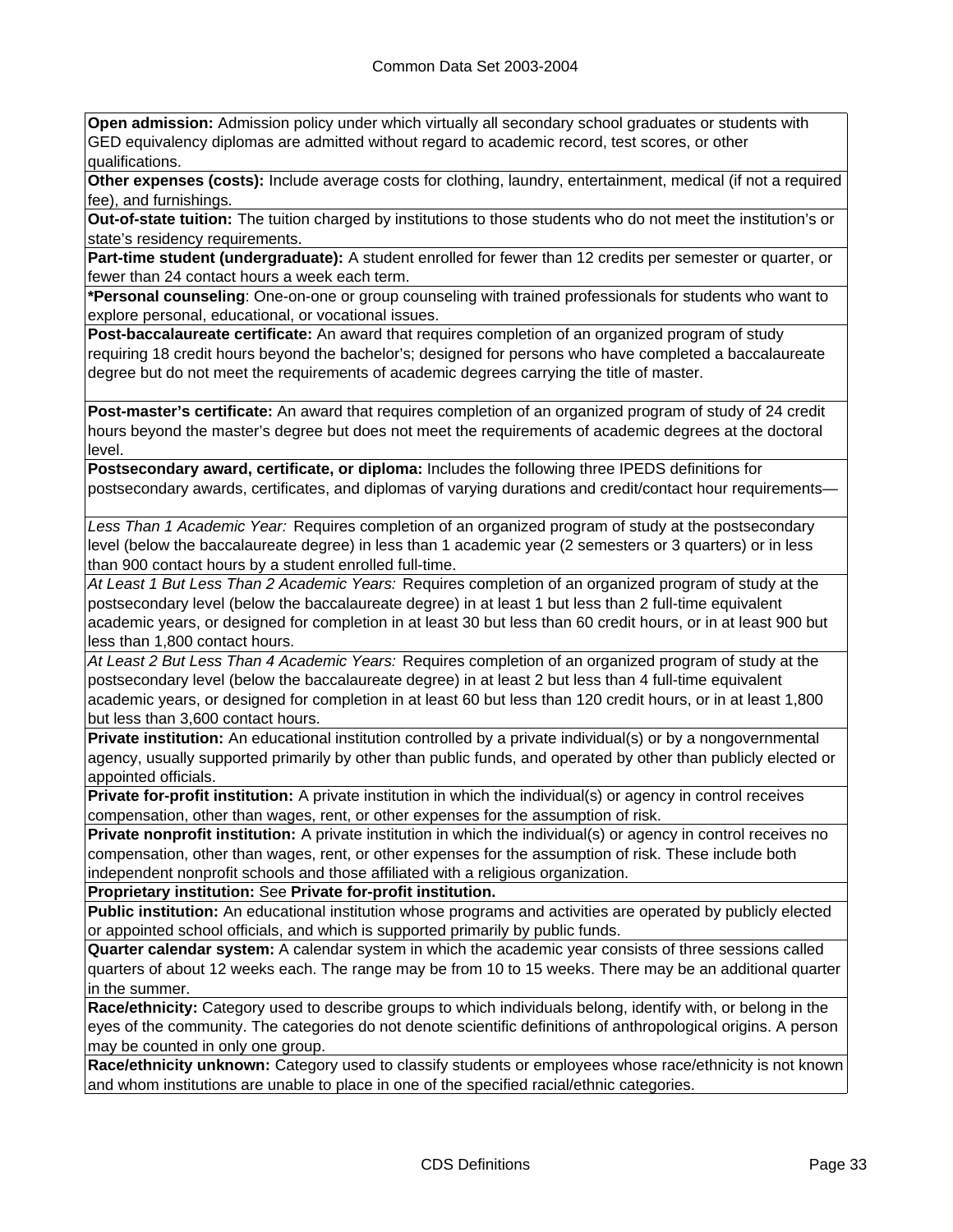**Open admission:** Admission policy under which virtually all secondary school graduates or students with GED equivalency diplomas are admitted without regard to academic record, test scores, or other qualifications.

**Other expenses (costs):** Include average costs for clothing, laundry, entertainment, medical (if not a required fee), and furnishings.

**Out-of-state tuition:** The tuition charged by institutions to those students who do not meet the institution's or state's residency requirements.

**Part-time student (undergraduate):** A student enrolled for fewer than 12 credits per semester or quarter, or fewer than 24 contact hours a week each term.

***Personal counseling**: One-on-one or group counseling with trained professionals for students who want to explore personal, educational, or vocational issues.

**Post-baccalaureate certificate:** An award that requires completion of an organized program of study requiring 18 credit hours beyond the bachelor's; designed for persons who have completed a baccalaureate degree but do not meet the requirements of academic degrees carrying the title of master.

**Post-master's certificate:** An award that requires completion of an organized program of study of 24 credit hours beyond the master's degree but does not meet the requirements of academic degrees at the doctoral level.

**Postsecondary award, certificate, or diploma:** Includes the following three IPEDS definitions for postsecondary awards, certificates, and diplomas of varying durations and credit/contact hour requirements—

*Less Than 1 Academic Year:* Requires completion of an organized program of study at the postsecondary level (below the baccalaureate degree) in less than 1 academic year (2 semesters or 3 quarters) or in less than 900 contact hours by a student enrolled full-time.

*At Least 1 But Less Than 2 Academic Years:* Requires completion of an organized program of study at the postsecondary level (below the baccalaureate degree) in at least 1 but less than 2 full-time equivalent academic years, or designed for completion in at least 30 but less than 60 credit hours, or in at least 900 but less than 1,800 contact hours.

*At Least 2 But Less Than 4 Academic Years:* Requires completion of an organized program of study at the postsecondary level (below the baccalaureate degree) in at least 2 but less than 4 full-time equivalent academic years, or designed for completion in at least 60 but less than 120 credit hours, or in at least 1,800 but less than 3,600 contact hours.

**Private institution:** An educational institution controlled by a private individual(s) or by a nongovernmental agency, usually supported primarily by other than public funds, and operated by other than publicly elected or appointed officials.

**Private for-profit institution:** A private institution in which the individual(s) or agency in control receives compensation, other than wages, rent, or other expenses for the assumption of risk.

**Private nonprofit institution:** A private institution in which the individual(s) or agency in control receives no compensation, other than wages, rent, or other expenses for the assumption of risk. These include both independent nonprofit schools and those affiliated with a religious organization.

**Proprietary institution:** See **Private for-profit institution.**

**Public institution:** An educational institution whose programs and activities are operated by publicly elected or appointed school officials, and which is supported primarily by public funds.

**Quarter calendar system:** A calendar system in which the academic year consists of three sessions called quarters of about 12 weeks each. The range may be from 10 to 15 weeks. There may be an additional quarter in the summer.

**Race/ethnicity:** Category used to describe groups to which individuals belong, identify with, or belong in the eyes of the community. The categories do not denote scientific definitions of anthropological origins. A person may be counted in only one group.

**Race/ethnicity unknown:** Category used to classify students or employees whose race/ethnicity is not known and whom institutions are unable to place in one of the specified racial/ethnic categories.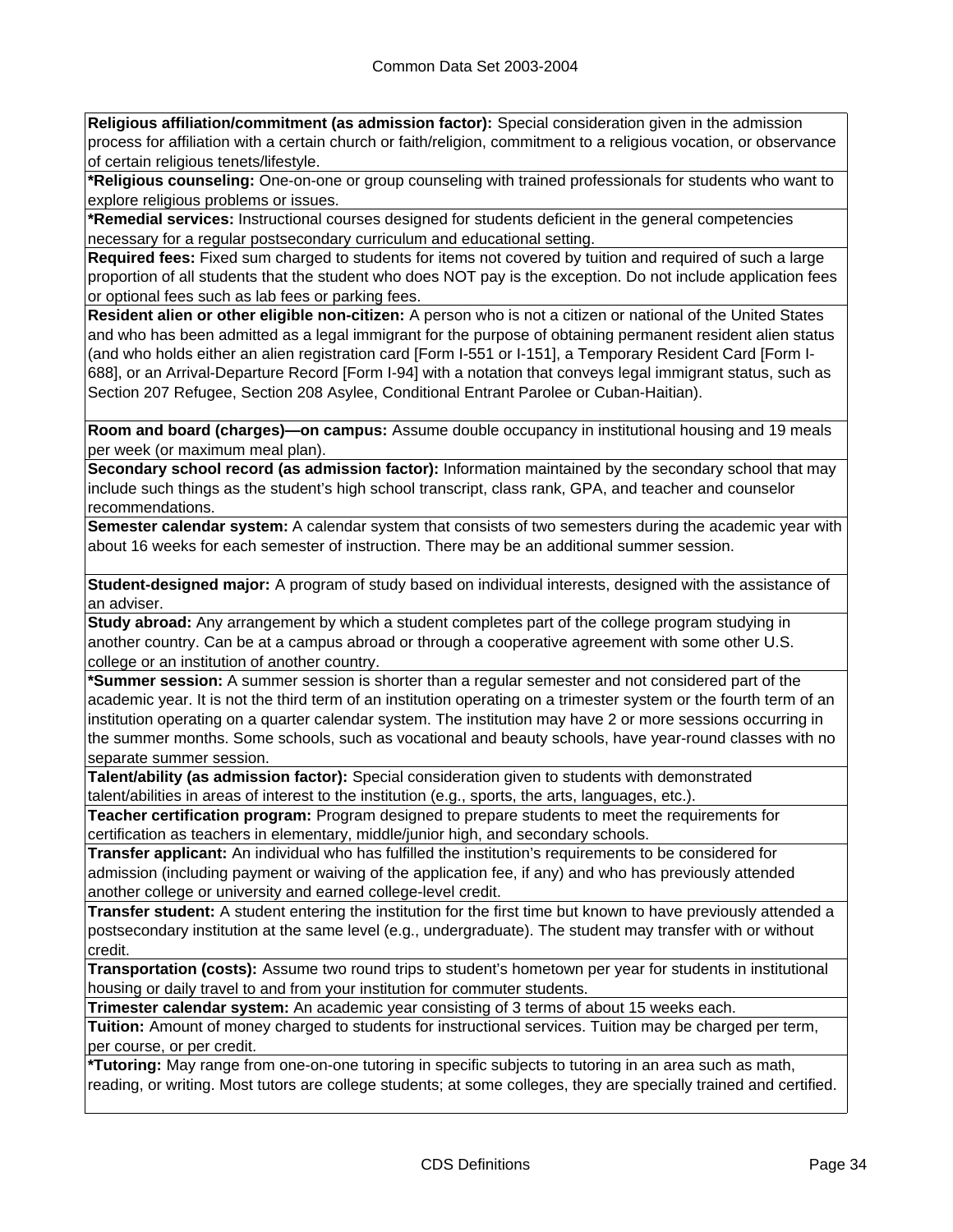**Religious affiliation/commitment (as admission factor):** Special consideration given in the admission process for affiliation with a certain church or faith/religion, commitment to a religious vocation, or observance of certain religious tenets/lifestyle.

***Religious counseling:** One-on-one or group counseling with trained professionals for students who want to explore religious problems or issues.

***Remedial services:** Instructional courses designed for students deficient in the general competencies necessary for a regular postsecondary curriculum and educational setting.

**Required fees:** Fixed sum charged to students for items not covered by tuition and required of such a large proportion of all students that the student who does NOT pay is the exception. Do not include application fees or optional fees such as lab fees or parking fees.

**Resident alien or other eligible non-citizen:** A person who is not a citizen or national of the United States and who has been admitted as a legal immigrant for the purpose of obtaining permanent resident alien status (and who holds either an alien registration card [Form I-551 or I-151], a Temporary Resident Card [Form I-688], or an Arrival-Departure Record [Form I-94] with a notation that conveys legal immigrant status, such as Section 207 Refugee, Section 208 Asylee, Conditional Entrant Parolee or Cuban-Haitian).

**Room and board (charges)—on campus:** Assume double occupancy in institutional housing and 19 meals per week (or maximum meal plan).

**Secondary school record (as admission factor):** Information maintained by the secondary school that may include such things as the student's high school transcript, class rank, GPA, and teacher and counselor recommendations.

**Semester calendar system:** A calendar system that consists of two semesters during the academic year with about 16 weeks for each semester of instruction. There may be an additional summer session.

**Student-designed major:** A program of study based on individual interests, designed with the assistance of an adviser.

**Study abroad:** Any arrangement by which a student completes part of the college program studying in another country. Can be at a campus abroad or through a cooperative agreement with some other U.S. college or an institution of another country.

***Summer session:** A summer session is shorter than a regular semester and not considered part of the academic year. It is not the third term of an institution operating on a trimester system or the fourth term of an institution operating on a quarter calendar system. The institution may have 2 or more sessions occurring in the summer months. Some schools, such as vocational and beauty schools, have year-round classes with no separate summer session.

**Talent/ability (as admission factor):** Special consideration given to students with demonstrated talent/abilities in areas of interest to the institution (e.g., sports, the arts, languages, etc.).

**Teacher certification program:** Program designed to prepare students to meet the requirements for certification as teachers in elementary, middle/junior high, and secondary schools.

**Transfer applicant:** An individual who has fulfilled the institution's requirements to be considered for admission (including payment or waiving of the application fee, if any) and who has previously attended another college or university and earned college-level credit.

**Transfer student:** A student entering the institution for the first time but known to have previously attended a postsecondary institution at the same level (e.g., undergraduate). The student may transfer with or without credit.

**Transportation (costs):** Assume two round trips to student's hometown per year for students in institutional housing or daily travel to and from your institution for commuter students.

**Trimester calendar system:** An academic year consisting of 3 terms of about 15 weeks each.

**Tuition:** Amount of money charged to students for instructional services. Tuition may be charged per term, per course, or per credit.

***Tutoring:** May range from one-on-one tutoring in specific subjects to tutoring in an area such as math, reading, or writing. Most tutors are college students; at some colleges, they are specially trained and certified.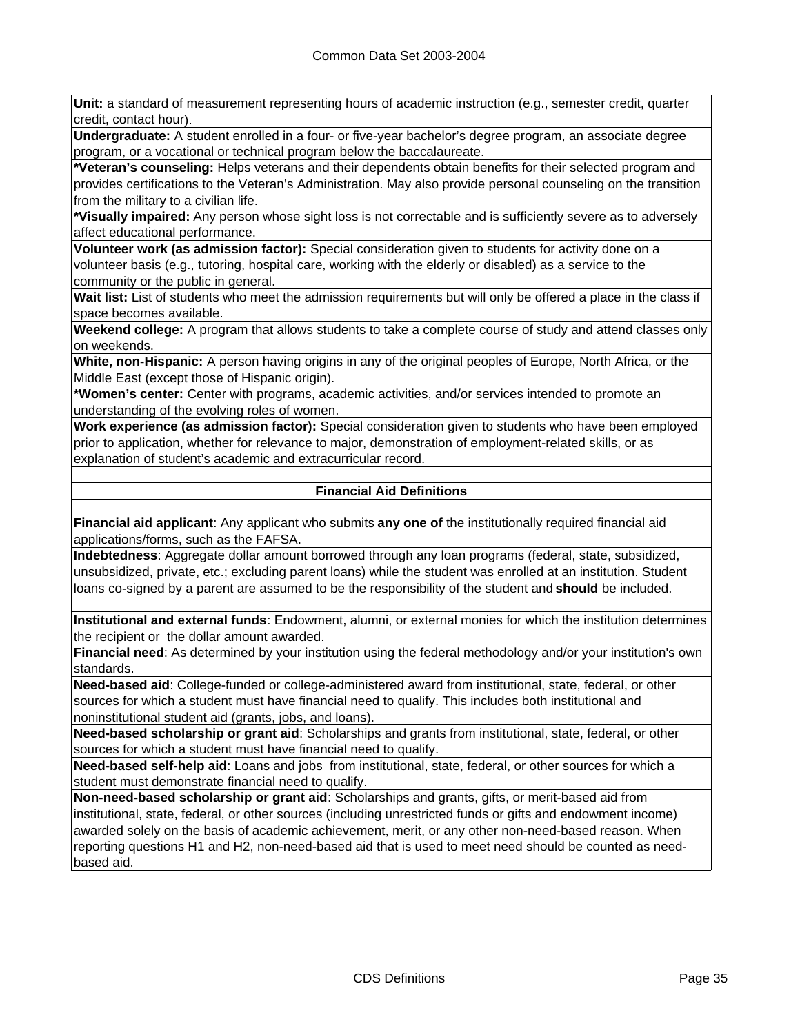**Unit:** a standard of measurement representing hours of academic instruction (e.g., semester credit, quarter credit, contact hour).

**Undergraduate:** A student enrolled in a four- or five-year bachelor's degree program, an associate degree program, or a vocational or technical program below the baccalaureate.

***Veteran's counseling:** Helps veterans and their dependents obtain benefits for their selected program and provides certifications to the Veteran's Administration. May also provide personal counseling on the transition from the military to a civilian life.

***Visually impaired:** Any person whose sight loss is not correctable and is sufficiently severe as to adversely affect educational performance.

**Volunteer work (as admission factor):** Special consideration given to students for activity done on a volunteer basis (e.g., tutoring, hospital care, working with the elderly or disabled) as a service to the community or the public in general.

**Wait list:** List of students who meet the admission requirements but will only be offered a place in the class if space becomes available.

**Weekend college:** A program that allows students to take a complete course of study and attend classes only on weekends.

**White, non-Hispanic:** A person having origins in any of the original peoples of Europe, North Africa, or the Middle East (except those of Hispanic origin).

***Women's center:** Center with programs, academic activities, and/or services intended to promote an understanding of the evolving roles of women.

**Work experience (as admission factor):** Special consideration given to students who have been employed prior to application, whether for relevance to major, demonstration of employment-related skills, or as explanation of student's academic and extracurricular record.

## Financial Aid Definitions

**Financial aid applicant**: Any applicant who submits **any one of** the institutionally required financial aid applications/forms, such as the FAFSA.

**Indebtedness**: Aggregate dollar amount borrowed through any loan programs (federal, state, subsidized, unsubsidized, private, etc.; excluding parent loans) while the student was enrolled at an institution. Student loans co-signed by a parent are assumed to be the responsibility of the student and **should** be included.

**Institutional and external funds**: Endowment, alumni, or external monies for which the institution determines the recipient or the dollar amount awarded.

**Financial need**: As determined by your institution using the federal methodology and/or your institution's own standards.

**Need-based aid**: College-funded or college-administered award from institutional, state, federal, or other sources for which a student must have financial need to qualify. This includes both institutional and noninstitutional student aid (grants, jobs, and loans).

**Need-based scholarship or grant aid**: Scholarships and grants from institutional, state, federal, or other sources for which a student must have financial need to qualify.

**Need-based self-help aid**: Loans and jobs from institutional, state, federal, or other sources for which a student must demonstrate financial need to qualify.

**Non-need-based scholarship or grant aid**: Scholarships and grants, gifts, or merit-based aid from institutional, state, federal, or other sources (including unrestricted funds or gifts and endowment income) awarded solely on the basis of academic achievement, merit, or any other non-need-based reason. When reporting questions H1 and H2, non-need-based aid that is used to meet need should be counted as need-based aid.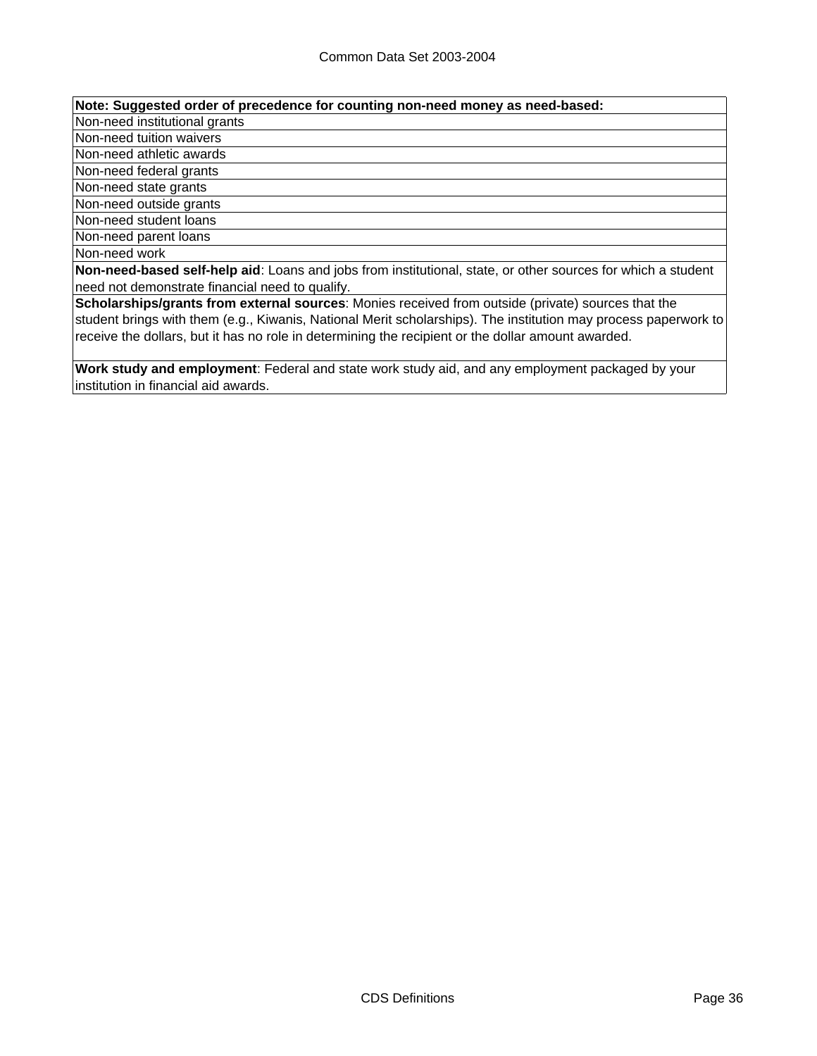| |
|---|
| **Note: Suggested order of precedence for counting non-need money as need-based:** |
| Non-need institutional grants |
| Non-need tuition waivers |
| Non-need athletic awards |
| Non-need federal grants |
| Non-need state grants |
| Non-need outside grants |
| Non-need student loans |
| Non-need parent loans |
| Non-need work |
| **Non-need-based self-help aid**: Loans and jobs from institutional, state, or other sources for which a student need not demonstrate financial need to qualify. |
| **Scholarships/grants from external sources**: Monies received from outside (private) sources that the student brings with them (e.g., Kiwanis, National Merit scholarships). The institution may process paperwork to receive the dollars, but it has no role in determining the recipient or the dollar amount awarded. |
| **Work study and employment**: Federal and state work study aid, and any employment packaged by your institution in financial aid awards. |